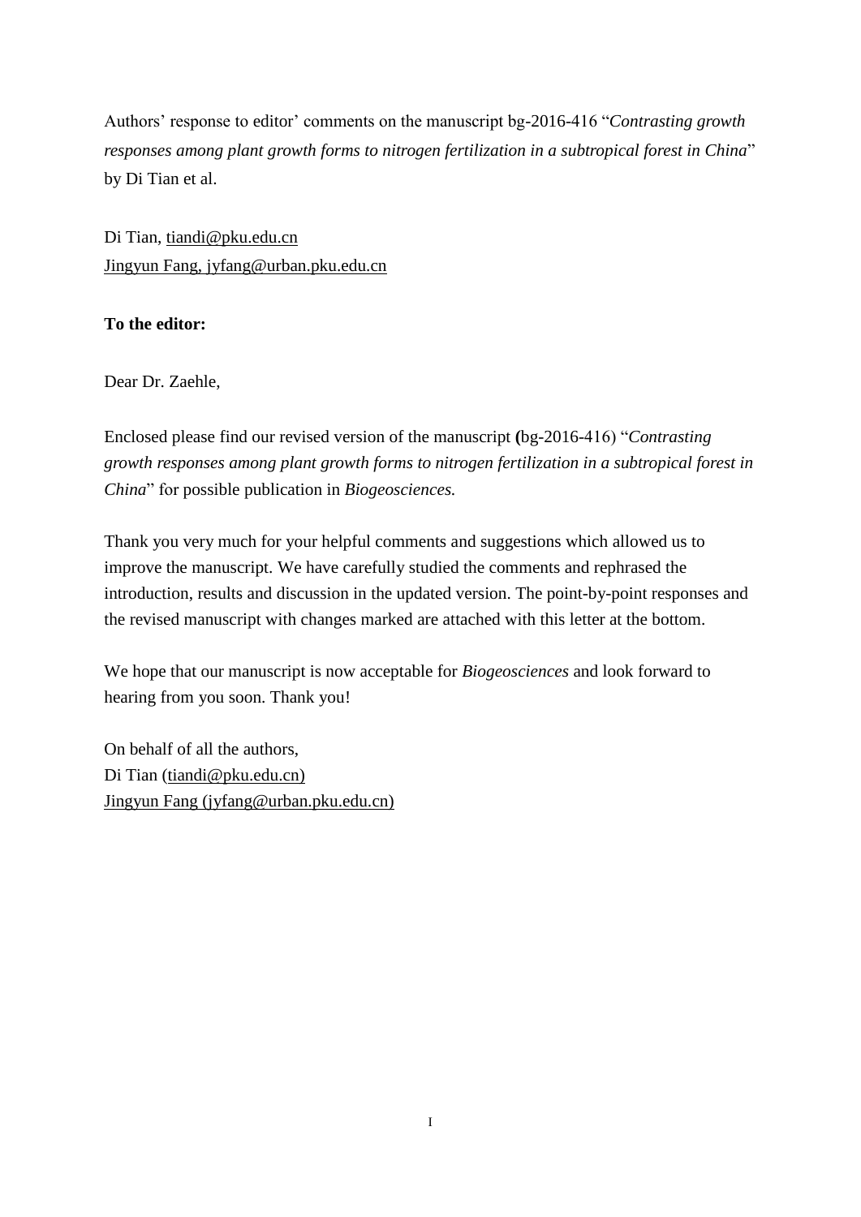Authors' response to editor' comments on the manuscript bg-2016-416 "*Contrasting growth responses among plant growth forms to nitrogen fertilization in a subtropical forest in China*" by Di Tian et al.

Di Tian, tiandi@pku.edu.cn
Jingyun Fang, jyfang@urban.pku.edu.cn

**To the editor:**

Dear Dr. Zaehle,

Enclosed please find our revised version of the manuscript (bg-2016-416) "*Contrasting growth responses among plant growth forms to nitrogen fertilization in a subtropical forest in China*" for possible publication in *Biogeosciences.*

Thank you very much for your helpful comments and suggestions which allowed us to improve the manuscript. We have carefully studied the comments and rephrased the introduction, results and discussion in the updated version. The point-by-point responses and the revised manuscript with changes marked are attached with this letter at the bottom.

We hope that our manuscript is now acceptable for *Biogeosciences* and look forward to hearing from you soon. Thank you!

On behalf of all the authors,
Di Tian (tiandi@pku.edu.cn)
Jingyun Fang (jyfang@urban.pku.edu.cn)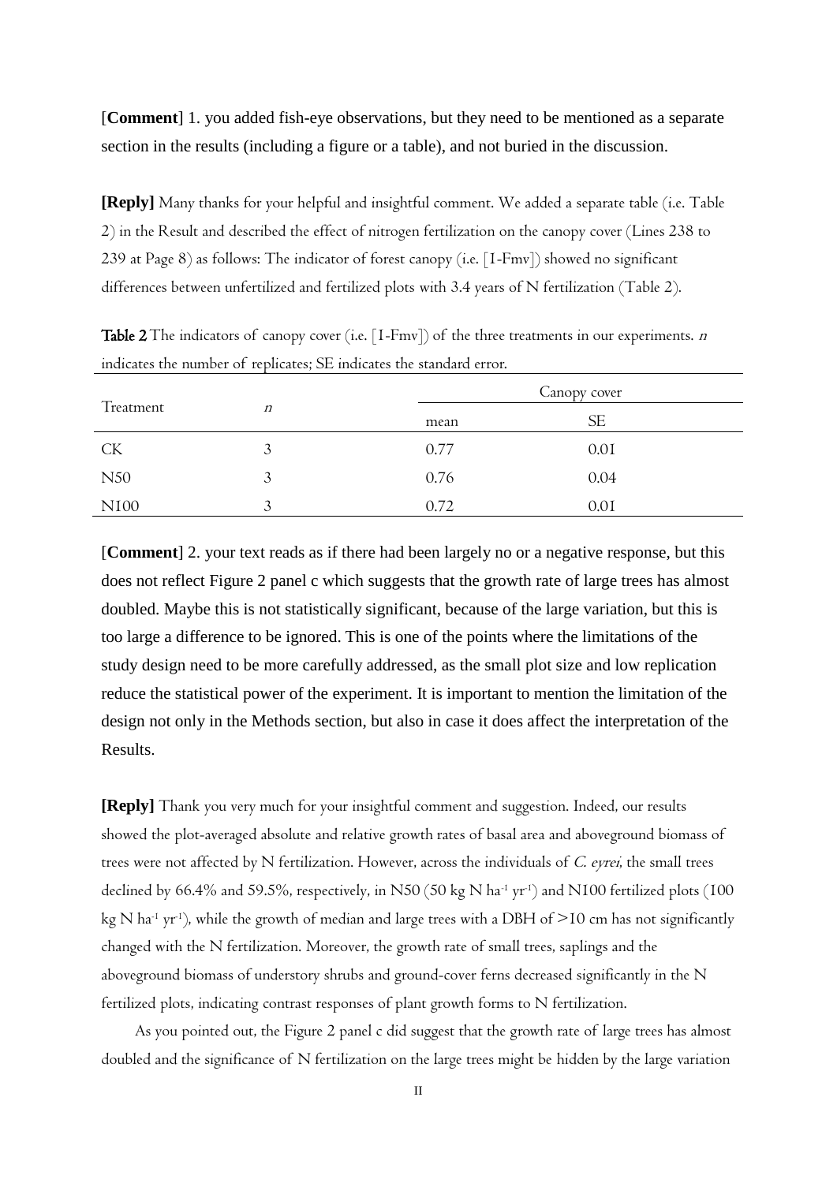[**Comment**] 1. you added fish-eye observations, but they need to be mentioned as a separate section in the results (including a figure or a table), and not buried in the discussion.

**[Reply]** Many thanks for your helpful and insightful comment. We added a separate table (i.e. Table 2) in the Result and described the effect of nitrogen fertilization on the canopy cover (Lines 238 to 239 at Page 8) as follows: The indicator of forest canopy (i.e. [1-Fmv]) showed no significant differences between unfertilized and fertilized plots with 3.4 years of N fertilization (Table 2).

**Table 2** The indicators of canopy cover (i.e. [1-Fmv]) of the three treatments in our experiments. *n* indicates the number of replicates; SE indicates the standard error.

| Treatment | *n* | Canopy cover | |
|---|---|---|---|
| | | mean | SE |
| CK | 3 | 0.77 | 0.01 |
| N50 | 3 | 0.76 | 0.04 |
| N100 | 3 | 0.72 | 0.01 |

[**Comment**] 2. your text reads as if there had been largely no or a negative response, but this does not reflect Figure 2 panel c which suggests that the growth rate of large trees has almost doubled. Maybe this is not statistically significant, because of the large variation, but this is too large a difference to be ignored. This is one of the points where the limitations of the study design need to be more carefully addressed, as the small plot size and low replication reduce the statistical power of the experiment. It is important to mention the limitation of the design not only in the Methods section, but also in case it does affect the interpretation of the Results.

**[Reply]** Thank you very much for your insightful comment and suggestion. Indeed, our results showed the plot-averaged absolute and relative growth rates of basal area and aboveground biomass of trees were not affected by N fertilization. However, across the individuals of *C. eyrei*, the small trees declined by 66.4% and 59.5%, respectively, in N50 (50 kg N $ha^{-1}$ $yr^{-1}$) and N100 fertilized plots (100 kg N $ha^{-1}$ $yr^{-1}$), while the growth of median and large trees with a DBH of >10 cm has not significantly changed with the N fertilization. Moreover, the growth rate of small trees, saplings and the aboveground biomass of understory shrubs and ground-cover ferns decreased significantly in the N fertilized plots, indicating contrast responses of plant growth forms to N fertilization.

As you pointed out, the Figure 2 panel c did suggest that the growth rate of large trees has almost doubled and the significance of N fertilization on the large trees might be hidden by the large variation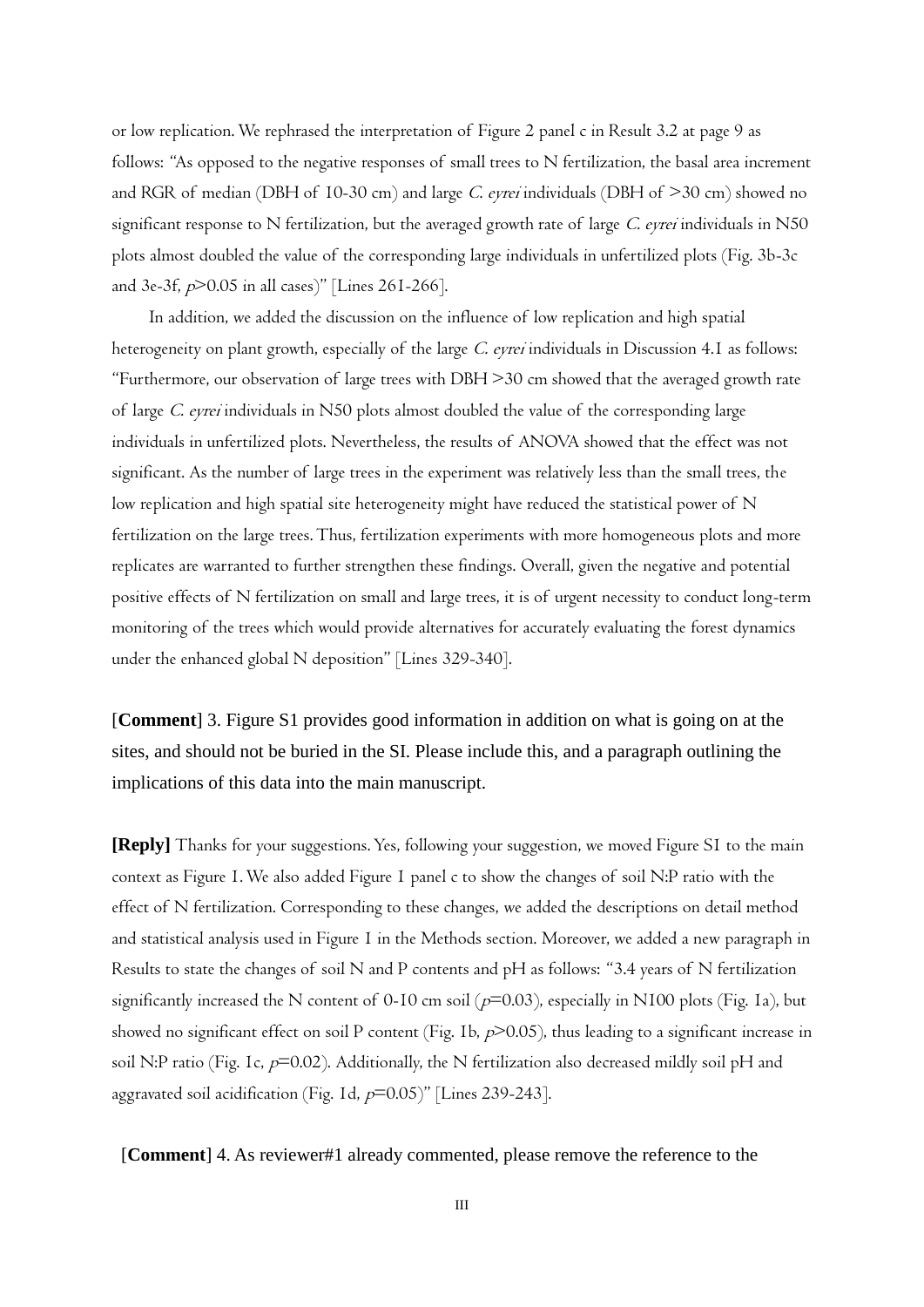or low replication. We rephrased the interpretation of Figure 2 panel c in Result 3.2 at page 9 as follows: "As opposed to the negative responses of small trees to N fertilization, the basal area increment and RGR of median (DBH of 10-30 cm) and large *C. eyrei* individuals (DBH of >30 cm) showed no significant response to N fertilization, but the averaged growth rate of large *C. eyrei* individuals in N50 plots almost doubled the value of the corresponding large individuals in unfertilized plots (Fig. 3b-3c and 3e-3f, $p>0.05$ in all cases)" [Lines 261-266].

In addition, we added the discussion on the influence of low replication and high spatial heterogeneity on plant growth, especially of the large *C. eyrei* individuals in Discussion 4.1 as follows: "Furthermore, our observation of large trees with DBH >30 cm showed that the averaged growth rate of large *C. eyrei* individuals in N50 plots almost doubled the value of the corresponding large individuals in unfertilized plots. Nevertheless, the results of ANOVA showed that the effect was not significant. As the number of large trees in the experiment was relatively less than the small trees, the low replication and high spatial site heterogeneity might have reduced the statistical power of N fertilization on the large trees. Thus, fertilization experiments with more homogeneous plots and more replicates are warranted to further strengthen these findings. Overall, given the negative and potential positive effects of N fertilization on small and large trees, it is of urgent necessity to conduct long-term monitoring of the trees which would provide alternatives for accurately evaluating the forest dynamics under the enhanced global N deposition" [Lines 329-340].

[**Comment**] 3. Figure S1 provides good information in addition on what is going on at the sites, and should not be buried in the SI. Please include this, and a paragraph outlining the implications of this data into the main manuscript.

**[Reply]** Thanks for your suggestions. Yes, following your suggestion, we moved Figure S1 to the main context as Figure 1. We also added Figure 1 panel c to show the changes of soil N:P ratio with the effect of N fertilization. Corresponding to these changes, we added the descriptions on detail method and statistical analysis used in Figure 1 in the Methods section. Moreover, we added a new paragraph in Results to state the changes of soil N and P contents and pH as follows: "3.4 years of N fertilization significantly increased the N content of 0-10 cm soil ($p=0.03$), especially in N100 plots (Fig. 1a), but showed no significant effect on soil P content (Fig. 1b, $p>0.05$), thus leading to a significant increase in soil N:P ratio (Fig. 1c, $p=0.02$). Additionally, the N fertilization also decreased mildly soil pH and aggravated soil acidification (Fig. 1d, $p=0.05$)" [Lines 239-243].

[**Comment**] 4. As reviewer#1 already commented, please remove the reference to the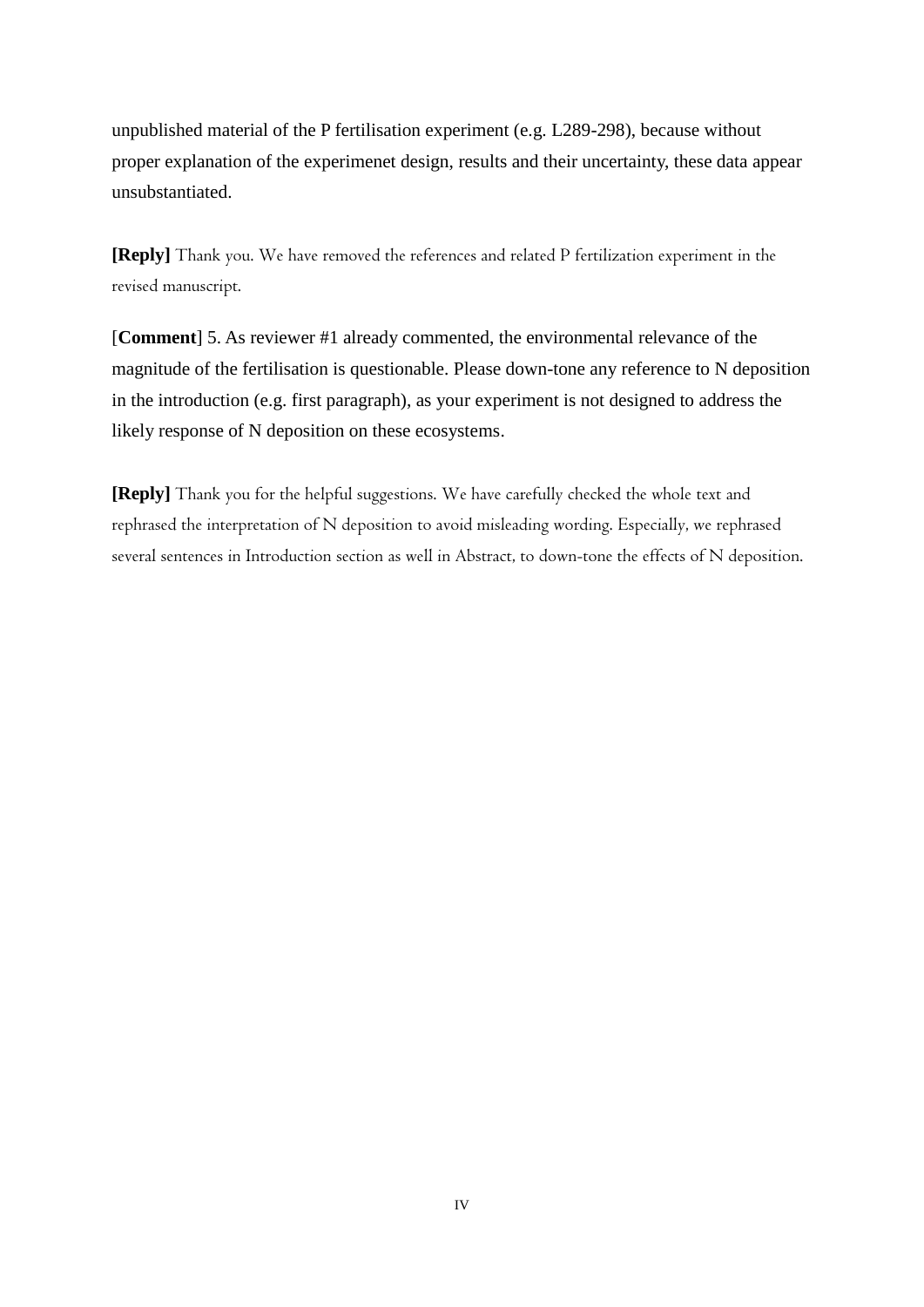unpublished material of the P fertilisation experiment (e.g. L289-298), because without proper explanation of the experimenet design, results and their uncertainty, these data appear unsubstantiated.

**[Reply]** Thank you. We have removed the references and related P fertilization experiment in the revised manuscript.

[**Comment**] 5. As reviewer #1 already commented, the environmental relevance of the magnitude of the fertilisation is questionable. Please down-tone any reference to N deposition in the introduction (e.g. first paragraph), as your experiment is not designed to address the likely response of N deposition on these ecosystems.

**[Reply]** Thank you for the helpful suggestions. We have carefully checked the whole text and rephrased the interpretation of N deposition to avoid misleading wording. Especially, we rephrased several sentences in Introduction section as well in Abstract, to down-tone the effects of N deposition.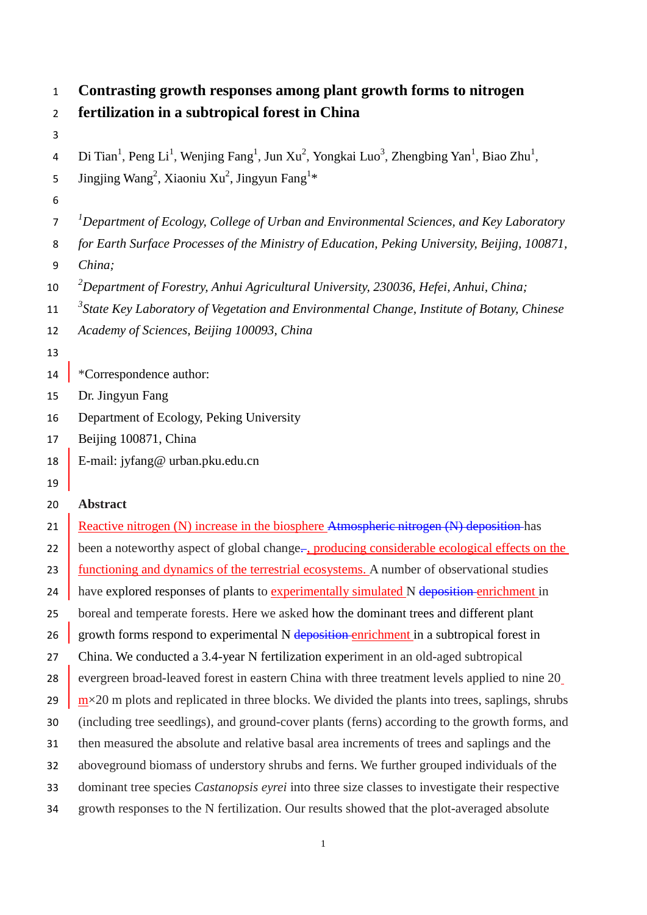# Contrasting growth responses among plant growth forms to nitrogen fertilization in a subtropical forest in China

Di Tian[1], Peng Li[1], Wenjing Fang[1], Jun Xu[2], Yongkai Luo[3], Zhengbing Yan[1], Biao Zhu[1], Jingjing Wang[2], Xiaoniu Xu[2], Jingyun Fang[1]*

[1]*Department of Ecology, College of Urban and Environmental Sciences, and Key Laboratory for Earth Surface Processes of the Ministry of Education, Peking University, Beijing, 100871, China;*

[2]*Department of Forestry, Anhui Agricultural University, 230036, Hefei, Anhui, China;*

[3]*State Key Laboratory of Vegetation and Environmental Change, Institute of Botany, Chinese Academy of Sciences, Beijing 100093, China*

*Correspondence author:
Dr. Jingyun Fang
Department of Ecology, Peking University
Beijing 100871, China
E-mail: jyfang@ urban.pku.edu.cn

## Abstract

Reactive nitrogen (N) increase in the biosphere ~~Atmospheric nitrogen (N) deposition~~ has been a noteworthy aspect of global change~~.~~, producing considerable ecological effects on the functioning and dynamics of the terrestrial ecosystems. A number of observational studies have explored responses of plants to experimentally simulated N ~~deposition~~ enrichment in boreal and temperate forests. Here we asked how the dominant trees and different plant growth forms respond to experimental N ~~deposition~~ enrichment in a subtropical forest in China. We conducted a 3.4-year N fertilization experiment in an old-aged subtropical evergreen broad-leaved forest in eastern China with three treatment levels applied to nine 20 m×20 m plots and replicated in three blocks. We divided the plants into trees, saplings, shrubs (including tree seedlings), and ground-cover plants (ferns) according to the growth forms, and then measured the absolute and relative basal area increments of trees and saplings and the aboveground biomass of understory shrubs and ferns. We further grouped individuals of the dominant tree species *Castanopsis eyrei* into three size classes to investigate their respective growth responses to the N fertilization. Our results showed that the plot-averaged absolute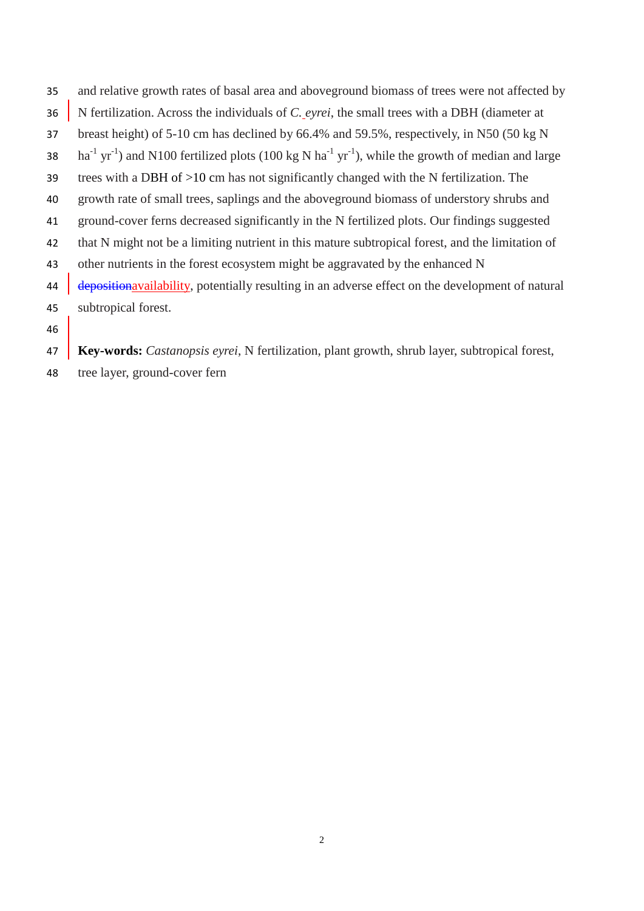and relative growth rates of basal area and aboveground biomass of trees were not affected by N fertilization. Across the individuals of *C. eyrei*, the small trees with a DBH (diameter at breast height) of 5-10 cm has declined by 66.4% and 59.5%, respectively, in N50 (50 kg N $ha^{-1}$ $yr^{-1}$) and N100 fertilized plots (100 kg N $ha^{-1}$ $yr^{-1}$), while the growth of median and large trees with a DBH of >10 cm has not significantly changed with the N fertilization. The growth rate of small trees, saplings and the aboveground biomass of understory shrubs and ground-cover ferns decreased significantly in the N fertilized plots. Our findings suggested that N might not be a limiting nutrient in this mature subtropical forest, and the limitation of other nutrients in the forest ecosystem might be aggravated by the enhanced N ~~deposition~~availability, potentially resulting in an adverse effect on the development of natural subtropical forest.

**Key-words:** *Castanopsis eyrei*, N fertilization, plant growth, shrub layer, subtropical forest, tree layer, ground-cover fern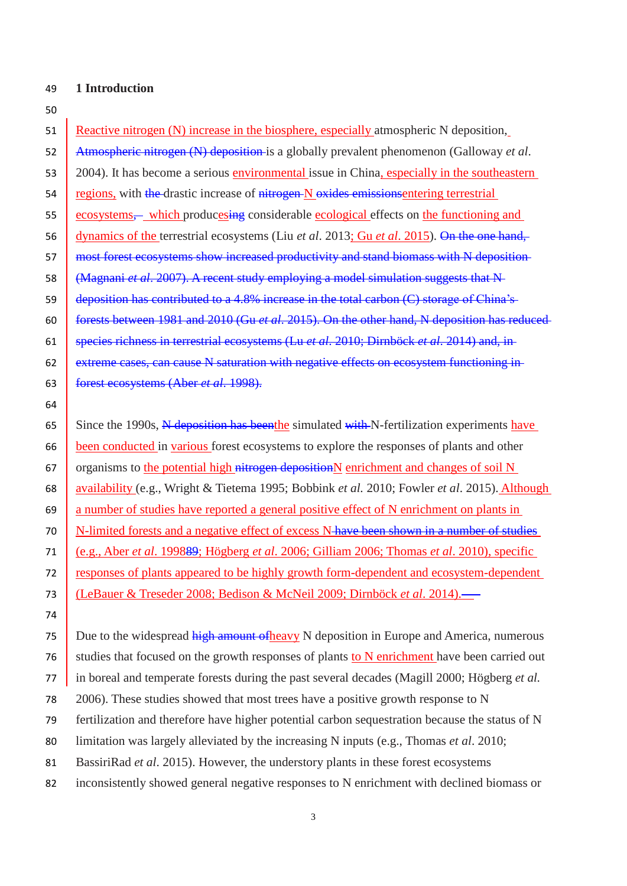## 1 Introduction

Reactive nitrogen (N) increase in the biosphere, especially atmospheric N deposition, ~~Atmospheric nitrogen (N) deposition~~ is a globally prevalent phenomenon (Galloway *et al.* 2004). It has become a serious environmental issue in China, especially in the southeastern regions, with ~~the~~ drastic increase of ~~nitrogen~~ N ~~oxides emissions~~entering terrestrial ecosystems, ~~–~~ which produce~~s~~es~~ing~~ considerable ecological effects on the functioning and dynamics of the terrestrial ecosystems (Liu *et al*. 2013; Gu *et al*. 2015). ~~On the one hand, most forest ecosystems show increased productivity and stand biomass with N deposition (Magnani *et al*. 2007). A recent study employing a model simulation suggests that N deposition has contributed to a 4.8% increase in the total carbon (C) storage of China's forests between 1981 and 2010 (Gu *et al*. 2015). On the other hand, N deposition has reduced species richness in terrestrial ecosystems (Lu *et al*. 2010; Dirnböck *et al*. 2014) and, in extreme cases, can cause N saturation with negative effects on ecosystem functioning in forest ecosystems (Aber *et al*. 1998).~~

Since the 1990s, ~~N deposition has been~~the simulated ~~with~~ N-fertilization experiments have been conducted in various forest ecosystems to explore the responses of plants and other organisms to the potential high ~~nitrogen deposition~~N enrichment and changes of soil N availability (e.g., Wright & Tietema 1995; Bobbink *et al.* 2010; Fowler *et al*. 2015). Although a number of studies have reported a general positive effect of N enrichment on plants in N-limited forests and a negative effect of excess N ~~have been shown in a number of studies~~ (e.g., Aber *et al*. 1998~~89~~; Högberg *et al*. 2006; Gilliam 2006; Thomas *et al*. 2010), specific responses of plants appeared to be highly growth form-dependent and ecosystem-dependent (LeBauer & Treseder 2008; Bedison & McNeil 2009; Dirnböck *et al*. 2014).

Due to the widespread ~~high amount of~~heavy N deposition in Europe and America, numerous studies that focused on the growth responses of plants to N enrichment have been carried out in boreal and temperate forests during the past several decades (Magill 2000; Högberg *et al.* 2006). These studies showed that most trees have a positive growth response to N fertilization and therefore have higher potential carbon sequestration because the status of N limitation was largely alleviated by the increasing N inputs (e.g., Thomas *et al*. 2010; BassiriRad *et al*. 2015). However, the understory plants in these forest ecosystems inconsistently showed general negative responses to N enrichment with declined biomass or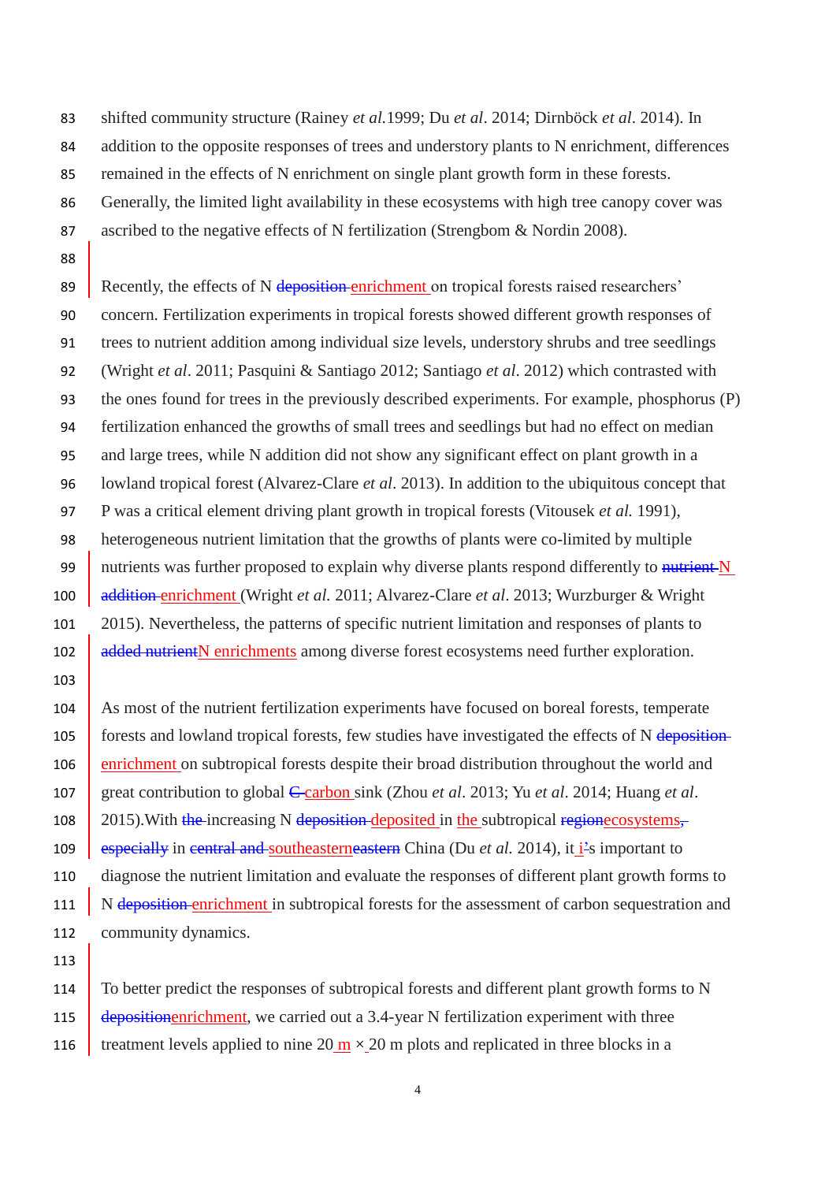shifted community structure (Rainey *et al.*1999; Du *et al*. 2014; Dirnböck *et al*. 2014). In addition to the opposite responses of trees and understory plants to N enrichment, differences remained in the effects of N enrichment on single plant growth form in these forests. Generally, the limited light availability in these ecosystems with high tree canopy cover was ascribed to the negative effects of N fertilization (Strengbom & Nordin 2008).

Recently, the effects of N ~~deposition~~ enrichment on tropical forests raised researchers' concern. Fertilization experiments in tropical forests showed different growth responses of trees to nutrient addition among individual size levels, understory shrubs and tree seedlings (Wright *et al*. 2011; Pasquini & Santiago 2012; Santiago *et al*. 2012) which contrasted with the ones found for trees in the previously described experiments. For example, phosphorus (P) fertilization enhanced the growths of small trees and seedlings but had no effect on median and large trees, while N addition did not show any significant effect on plant growth in a lowland tropical forest (Alvarez-Clare *et al*. 2013). In addition to the ubiquitous concept that P was a critical element driving plant growth in tropical forests (Vitousek *et al.* 1991), heterogeneous nutrient limitation that the growths of plants were co-limited by multiple nutrients was further proposed to explain why diverse plants respond differently to ~~nutrient~~ N ~~addition~~ enrichment (Wright *et al.* 2011; Alvarez-Clare *et al*. 2013; Wurzburger & Wright 2015). Nevertheless, the patterns of specific nutrient limitation and responses of plants to ~~added nutrient~~N enrichments among diverse forest ecosystems need further exploration.

As most of the nutrient fertilization experiments have focused on boreal forests, temperate forests and lowland tropical forests, few studies have investigated the effects of N ~~deposition~~ enrichment on subtropical forests despite their broad distribution throughout the world and great contribution to global ~~C~~ carbon sink (Zhou *et al*. 2013; Yu *et al*. 2014; Huang *et al*. 2015).With ~~the~~ increasing N ~~deposition~~ deposited in the subtropical ~~region~~ecosystems~~, especially~~ in ~~central and~~ southeastern~~eastern~~ China (Du *et al.* 2014), it i~~'~~s important to diagnose the nutrient limitation and evaluate the responses of different plant growth forms to N ~~deposition~~ enrichment in subtropical forests for the assessment of carbon sequestration and community dynamics.

To better predict the responses of subtropical forests and different plant growth forms to N ~~deposition~~enrichment, we carried out a 3.4-year N fertilization experiment with three treatment levels applied to nine 20 m × 20 m plots and replicated in three blocks in a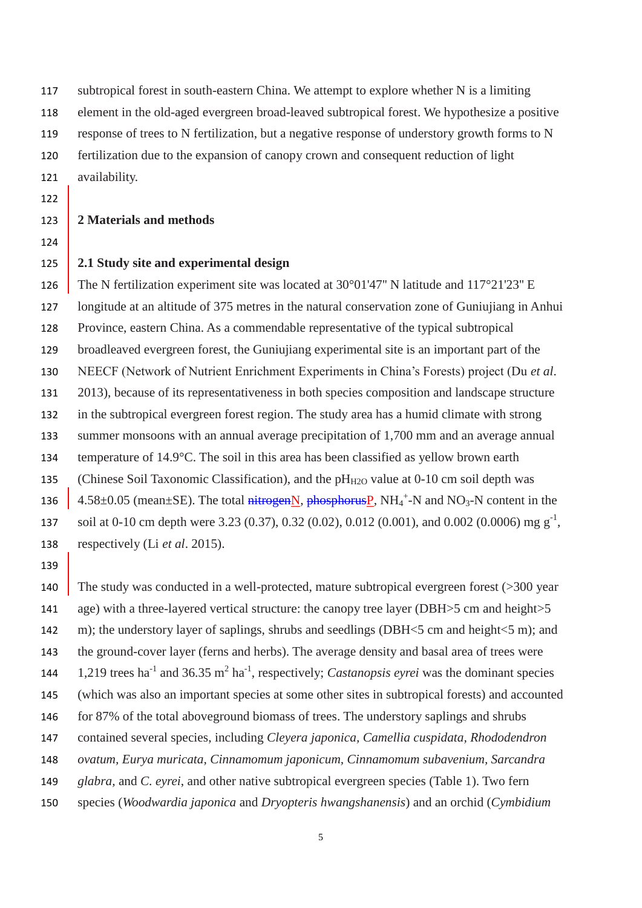subtropical forest in south-eastern China. We attempt to explore whether N is a limiting element in the old-aged evergreen broad-leaved subtropical forest. We hypothesize a positive response of trees to N fertilization, but a negative response of understory growth forms to N fertilization due to the expansion of canopy crown and consequent reduction of light availability.

## 2 Materials and methods

### 2.1 Study site and experimental design

The N fertilization experiment site was located at 30°01'47" N latitude and 117°21'23" E longitude at an altitude of 375 metres in the natural conservation zone of Guniujiang in Anhui Province, eastern China. As a commendable representative of the typical subtropical broadleaved evergreen forest, the Guniujiang experimental site is an important part of the NEECF (Network of Nutrient Enrichment Experiments in China's Forests) project (Du *et al*. 2013), because of its representativeness in both species composition and landscape structure in the subtropical evergreen forest region. The study area has a humid climate with strong summer monsoons with an annual average precipitation of 1,700 mm and an average annual temperature of 14.9°C. The soil in this area has been classified as yellow brown earth (Chinese Soil Taxonomic Classification), and the $pH_{H2O}$ value at 0-10 cm soil depth was 4.58±0.05 (mean±SE). The total ~~nitrogen~~N, ~~phosphorus~~P, $NH_4^+$-N and $NO_3$-N content in the soil at 0-10 cm depth were 3.23 (0.37), 0.32 (0.02), 0.012 (0.001), and 0.002 (0.0006) mg $g^{-1}$, respectively (Li *et al*. 2015).

The study was conducted in a well-protected, mature subtropical evergreen forest (>300 year age) with a three-layered vertical structure: the canopy tree layer (DBH>5 cm and height>5 m); the understory layer of saplings, shrubs and seedlings (DBH<5 cm and height<5 m); and the ground-cover layer (ferns and herbs). The average density and basal area of trees were 1,219 trees $ha^{-1}$ and 36.35 $m^2$ $ha^{-1}$, respectively; *Castanopsis eyrei* was the dominant species (which was also an important species at some other sites in subtropical forests) and accounted for 87% of the total aboveground biomass of trees. The understory saplings and shrubs contained several species, including *Cleyera japonica*, *Camellia cuspidata*, *Rhododendron ovatum*, *Eurya muricata*, *Cinnamomum japonicum*, *Cinnamomum subavenium*, *Sarcandra glabra*, and *C. eyrei*, and other native subtropical evergreen species (Table 1). Two fern species (*Woodwardia japonica* and *Dryopteris hwangshanensis*) and an orchid (*Cymbidium*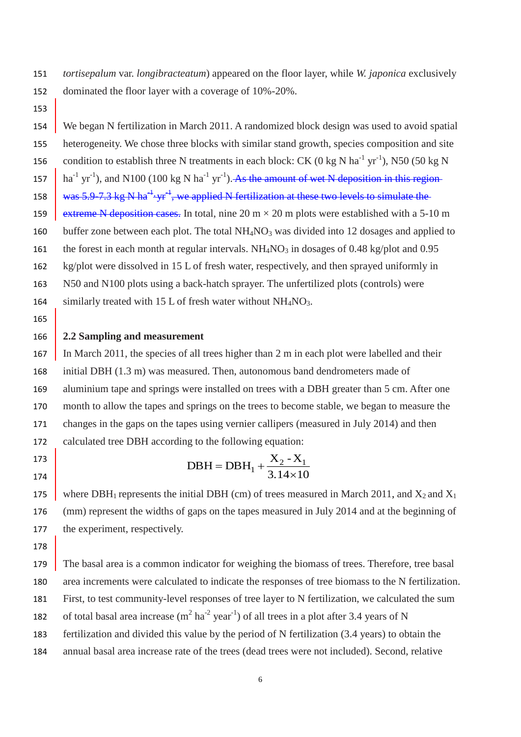*tortisepalum* var. *longibracteatum*) appeared on the floor layer, while *W. japonica* exclusively dominated the floor layer with a coverage of 10%-20%.

We began N fertilization in March 2011. A randomized block design was used to avoid spatial heterogeneity. We chose three blocks with similar stand growth, species composition and site condition to establish three N treatments in each block: CK (0 kg N ha$^{-1}$ yr$^{-1}$), N50 (50 kg N ha$^{-1}$ yr$^{-1}$), and N100 (100 kg N ha$^{-1}$ yr$^{-1}$). ~~As the amount of wet N deposition in this region was 5.9-7.3 kg N ha$^{-1}$ yr$^{-1}$, we applied N fertilization at these two levels to simulate the extreme N deposition cases.~~ In total, nine 20 m × 20 m plots were established with a 5-10 m buffer zone between each plot. The total $NH_4NO_3$ was divided into 12 dosages and applied to the forest in each month at regular intervals. $NH_4NO_3$ in dosages of 0.48 kg/plot and 0.95 kg/plot were dissolved in 15 L of fresh water, respectively, and then sprayed uniformly in N50 and N100 plots using a back-hatch sprayer. The unfertilized plots (controls) were similarly treated with 15 L of fresh water without $NH_4NO_3$.

## 2.2 Sampling and measurement

In March 2011, the species of all trees higher than 2 m in each plot were labelled and their initial DBH (1.3 m) was measured. Then, autonomous band dendrometers made of aluminium tape and springs were installed on trees with a DBH greater than 5 cm. After one month to allow the tapes and springs on the trees to become stable, we began to measure the changes in the gaps on the tapes using vernier callipers (measured in July 2014) and then calculated tree DBH according to the following equation:

$$\mathrm{DBH} = \mathrm{DBH}_1 + \frac{X_2 - X_1}{3.14 \times 10}$$

where $DBH_1$ represents the initial DBH (cm) of trees measured in March 2011, and $X_2$ and $X_1$ (mm) represent the widths of gaps on the tapes measured in July 2014 and at the beginning of the experiment, respectively.

The basal area is a common indicator for weighing the biomass of trees. Therefore, tree basal area increments were calculated to indicate the responses of tree biomass to the N fertilization. First, to test community-level responses of tree layer to N fertilization, we calculated the sum of total basal area increase (m$^2$ ha$^{-2}$ year$^{-1}$) of all trees in a plot after 3.4 years of N fertilization and divided this value by the period of N fertilization (3.4 years) to obtain the annual basal area increase rate of the trees (dead trees were not included). Second, relative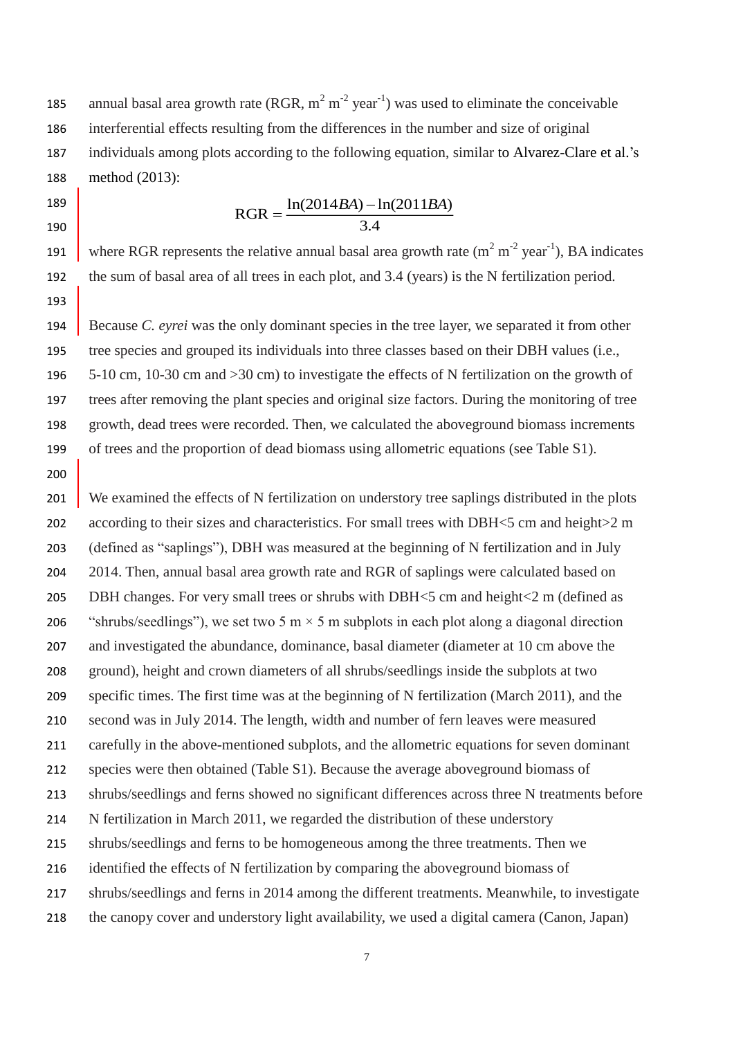annual basal area growth rate (RGR, $m^2$ $m^{-2}$ $year^{-1}$) was used to eliminate the conceivable interferential effects resulting from the differences in the number and size of original individuals among plots according to the following equation, similar to Alvarez-Clare et al.'s method (2013):

$$\text{RGR} = \frac{\ln(2014BA) - \ln(2011BA)}{3.4}$$

where RGR represents the relative annual basal area growth rate ($m^2$ $m^{-2}$ $year^{-1}$), BA indicates the sum of basal area of all trees in each plot, and 3.4 (years) is the N fertilization period.

Because *C. eyrei* was the only dominant species in the tree layer, we separated it from other tree species and grouped its individuals into three classes based on their DBH values (i.e., 5-10 cm, 10-30 cm and >30 cm) to investigate the effects of N fertilization on the growth of trees after removing the plant species and original size factors. During the monitoring of tree growth, dead trees were recorded. Then, we calculated the aboveground biomass increments of trees and the proportion of dead biomass using allometric equations (see Table S1).

We examined the effects of N fertilization on understory tree saplings distributed in the plots according to their sizes and characteristics. For small trees with DBH<5 cm and height>2 m (defined as "saplings"), DBH was measured at the beginning of N fertilization and in July 2014. Then, annual basal area growth rate and RGR of saplings were calculated based on DBH changes. For very small trees or shrubs with DBH<5 cm and height<2 m (defined as "shrubs/seedlings"), we set two 5 m × 5 m subplots in each plot along a diagonal direction and investigated the abundance, dominance, basal diameter (diameter at 10 cm above the ground), height and crown diameters of all shrubs/seedlings inside the subplots at two specific times. The first time was at the beginning of N fertilization (March 2011), and the second was in July 2014. The length, width and number of fern leaves were measured carefully in the above-mentioned subplots, and the allometric equations for seven dominant species were then obtained (Table S1). Because the average aboveground biomass of shrubs/seedlings and ferns showed no significant differences across three N treatments before N fertilization in March 2011, we regarded the distribution of these understory shrubs/seedlings and ferns to be homogeneous among the three treatments. Then we identified the effects of N fertilization by comparing the aboveground biomass of shrubs/seedlings and ferns in 2014 among the different treatments. Meanwhile, to investigate the canopy cover and understory light availability, we used a digital camera (Canon, Japan)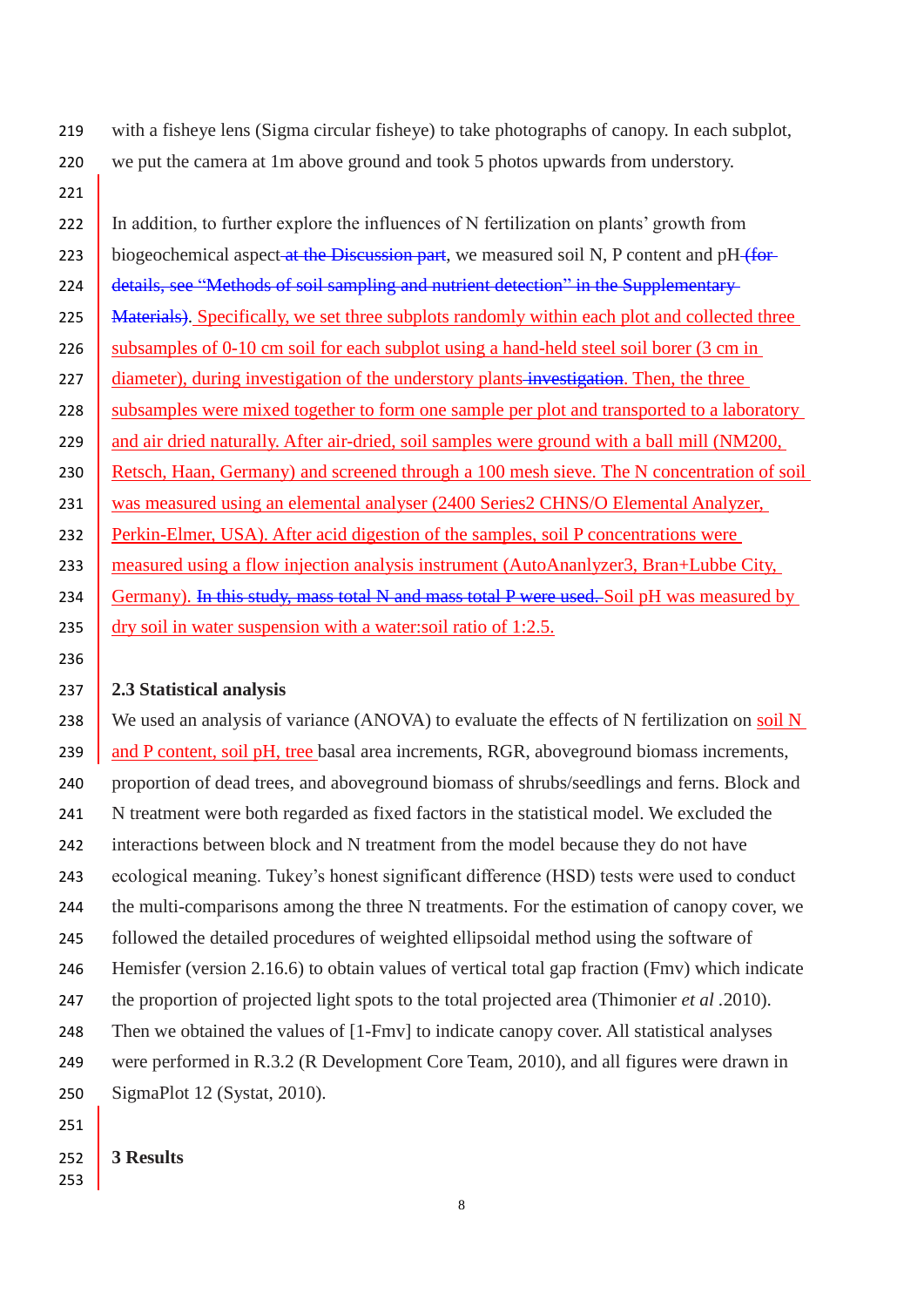with a fisheye lens (Sigma circular fisheye) to take photographs of canopy. In each subplot, we put the camera at 1m above ground and took 5 photos upwards from understory.

In addition, to further explore the influences of N fertilization on plants' growth from biogeochemical aspect ~~at the Discussion part~~, we measured soil N, P content and pH ~~(for details, see "Methods of soil sampling and nutrient detection" in the Supplementary Materials)~~. Specifically, we set three subplots randomly within each plot and collected three subsamples of 0-10 cm soil for each subplot using a hand-held steel soil borer (3 cm in diameter), during investigation of the understory plants ~~investigation~~. Then, the three subsamples were mixed together to form one sample per plot and transported to a laboratory and air dried naturally. After air-dried, soil samples were ground with a ball mill (NM200, Retsch, Haan, Germany) and screened through a 100 mesh sieve. The N concentration of soil was measured using an elemental analyser (2400 Series2 CHNS/O Elemental Analyzer, Perkin-Elmer, USA). After acid digestion of the samples, soil P concentrations were measured using a flow injection analysis instrument (AutoAnanlyzer3, Bran+Lubbe City, Germany). ~~In this study, mass total N and mass total P were used.~~ Soil pH was measured by dry soil in water suspension with a water:soil ratio of 1:2.5.

## 2.3 Statistical analysis

We used an analysis of variance (ANOVA) to evaluate the effects of N fertilization on soil N and P content, soil pH, tree basal area increments, RGR, aboveground biomass increments, proportion of dead trees, and aboveground biomass of shrubs/seedlings and ferns. Block and N treatment were both regarded as fixed factors in the statistical model. We excluded the interactions between block and N treatment from the model because they do not have ecological meaning. Tukey's honest significant difference (HSD) tests were used to conduct the multi-comparisons among the three N treatments. For the estimation of canopy cover, we followed the detailed procedures of weighted ellipsoidal method using the software of Hemisfer (version 2.16.6) to obtain values of vertical total gap fraction (Fmv) which indicate the proportion of projected light spots to the total projected area (Thimonier *et al* .2010). Then we obtained the values of [1-Fmv] to indicate canopy cover. All statistical analyses were performed in R.3.2 (R Development Core Team, 2010), and all figures were drawn in SigmaPlot 12 (Systat, 2010).

# 3 Results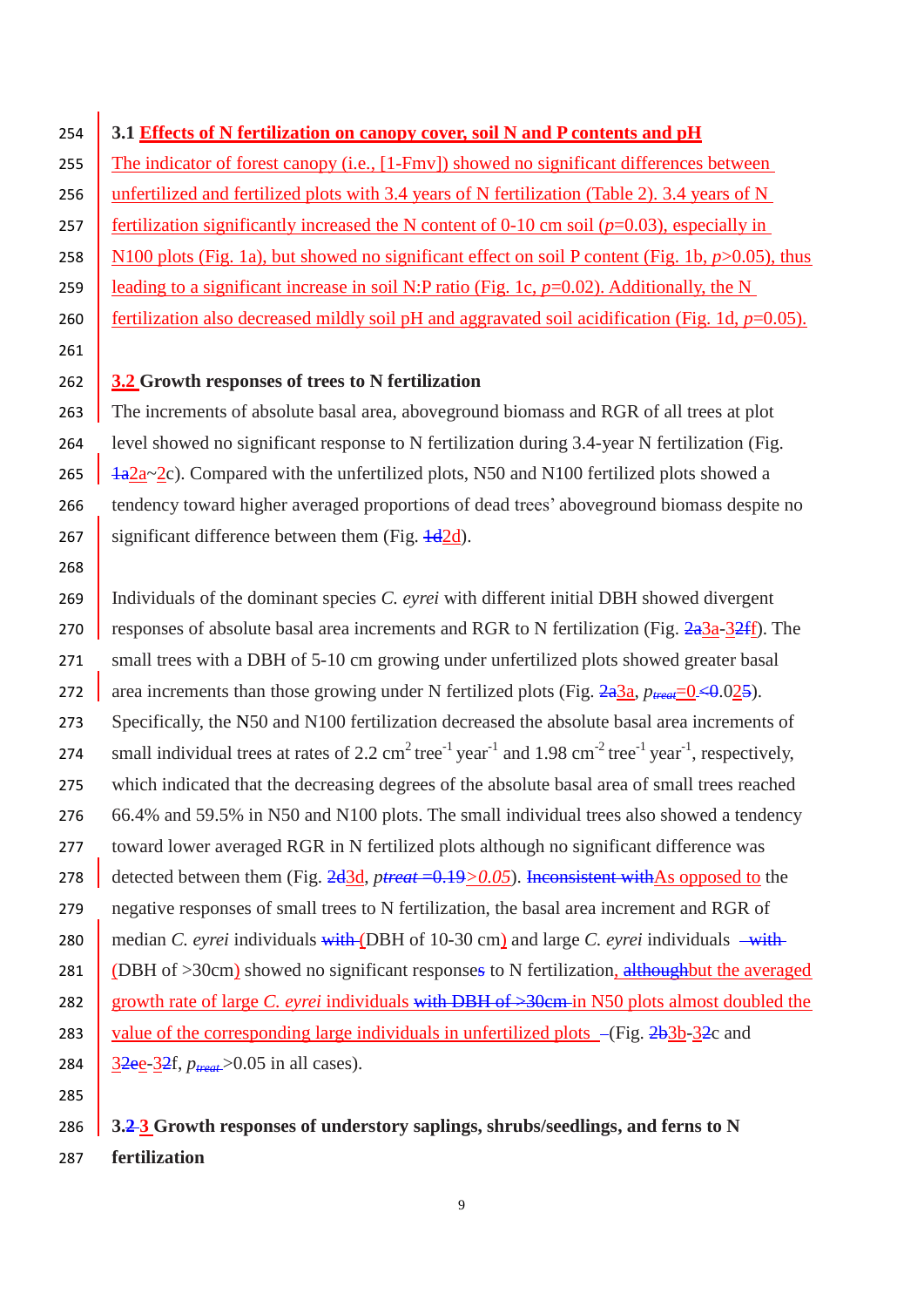### 3.1 Effects of N fertilization on canopy cover, soil N and P contents and pH

The indicator of forest canopy (i.e., [1-Fmv]) showed no significant differences between unfertilized and fertilized plots with 3.4 years of N fertilization (Table 2). 3.4 years of N fertilization significantly increased the N content of 0-10 cm soil ($p$=0.03), especially in N100 plots (Fig. 1a), but showed no significant effect on soil P content (Fig. 1b, $p$>0.05), thus leading to a significant increase in soil N:P ratio (Fig. 1c, $p$=0.02). Additionally, the N fertilization also decreased mildly soil pH and aggravated soil acidification (Fig. 1d, $p$=0.05).

### 3.2 Growth responses of trees to N fertilization

The increments of absolute basal area, aboveground biomass and RGR of all trees at plot level showed no significant response to N fertilization during 3.4-year N fertilization (Fig. ~~1a~~2a~2c). Compared with the unfertilized plots, N50 and N100 fertilized plots showed a tendency toward higher averaged proportions of dead trees' aboveground biomass despite no significant difference between them (Fig. ~~1d~~2d).

Individuals of the dominant species *C. eyrei* with different initial DBH showed divergent responses of absolute basal area increments and RGR to N fertilization (Fig. ~~2a~~3a-~~3~~2~~f~~f). The small trees with a DBH of 5-10 cm growing under unfertilized plots showed greater basal area increments than those growing under N fertilized plots (Fig. ~~2a~~3a, $p_{treat}$=0 ~~<0~~.0~~2~~5). Specifically, the N50 and N100 fertilization decreased the absolute basal area increments of small individual trees at rates of 2.2 cm$^2$ tree$^{-1}$ year$^{-1}$ and 1.98 cm$^{-2}$ tree$^{-1}$ year$^{-1}$, respectively, which indicated that the decreasing degrees of the absolute basal area of small trees reached 66.4% and 59.5% in N50 and N100 plots. The small individual trees also showed a tendency toward lower averaged RGR in N fertilized plots although no significant difference was detected between them (Fig. ~~2d~~3d, $p_{treat}$ ~~=0.19~~>0.05). ~~Inconsistent with~~As opposed to the negative responses of small trees to N fertilization, the basal area increment and RGR of median *C. eyrei* individuals ~~with~~ (DBH of 10-30 cm) and large *C. eyrei* individuals ~~with~~ (DBH of >30cm) showed no significant response~~s~~ to N fertilization, ~~although~~but the averaged growth rate of large *C. eyrei* individuals ~~with DBH of >30cm~~ in N50 plots almost doubled the value of the corresponding large individuals in unfertilized plots (Fig. ~~2b~~3b-~~3~~2c and ~~3~~2~~e~~e-~~3~~2f, $p_{treat}$>0.05 in all cases).

### 3.~~2~~3 Growth responses of understory saplings, shrubs/seedlings, and ferns to N fertilization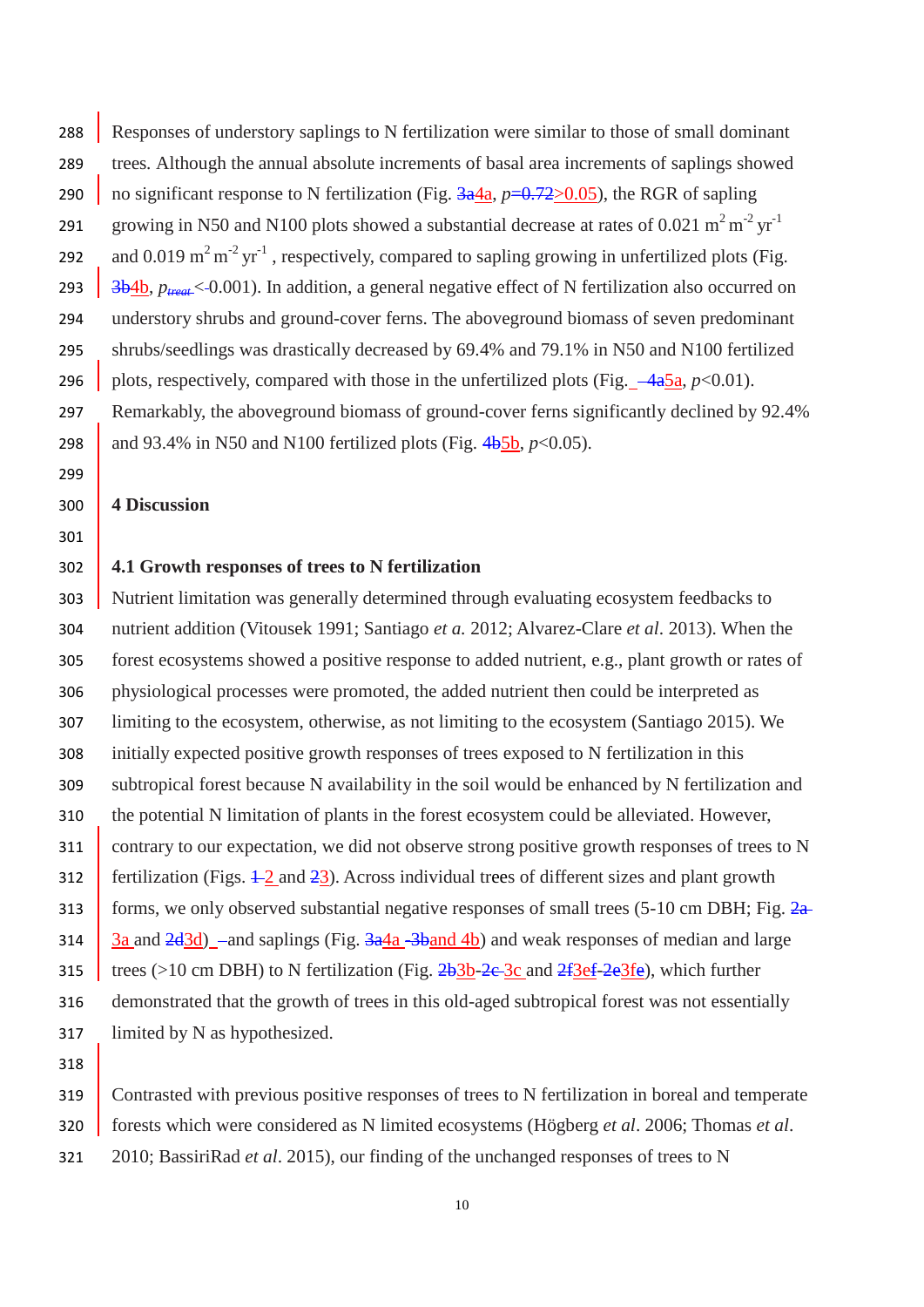Responses of understory saplings to N fertilization were similar to those of small dominant trees. Although the annual absolute increments of basal area increments of saplings showed no significant response to N fertilization (Fig. 3a4a, $p$=0.72>0.05), the RGR of sapling growing in N50 and N100 plots showed a substantial decrease at rates of 0.021 $m^2$ $m^{-2}$ $yr^{-1}$ and 0.019 $m^2$ $m^{-2}$ $yr^{-1}$, respectively, compared to sapling growing in unfertilized plots (Fig. 3b4b, $p_{treat}$<-0.001). In addition, a general negative effect of N fertilization also occurred on understory shrubs and ground-cover ferns. The aboveground biomass of seven predominant shrubs/seedlings was drastically decreased by 69.4% and 79.1% in N50 and N100 fertilized plots, respectively, compared with those in the unfertilized plots (Fig. 4a5a, $p$<0.01). Remarkably, the aboveground biomass of ground-cover ferns significantly declined by 92.4% and 93.4% in N50 and N100 fertilized plots (Fig. 4b5b, $p$<0.05).

## 4 Discussion

### 4.1 Growth responses of trees to N fertilization

Nutrient limitation was generally determined through evaluating ecosystem feedbacks to nutrient addition (Vitousek 1991; Santiago *et a.* 2012; Alvarez-Clare *et al*. 2013). When the forest ecosystems showed a positive response to added nutrient, e.g., plant growth or rates of physiological processes were promoted, the added nutrient then could be interpreted as limiting to the ecosystem, otherwise, as not limiting to the ecosystem (Santiago 2015). We initially expected positive growth responses of trees exposed to N fertilization in this subtropical forest because N availability in the soil would be enhanced by N fertilization and the potential N limitation of plants in the forest ecosystem could be alleviated. However, contrary to our expectation, we did not observe strong positive growth responses of trees to N fertilization (Figs. 1 2 and 23). Across individual trees of different sizes and plant growth forms, we only observed substantial negative responses of small trees (5-10 cm DBH; Fig. 2a 3a and 2d3d) –and saplings (Fig. 3a4a -3band 4b) and weak responses of median and large trees (>10 cm DBH) to N fertilization (Fig. 2b3b-2c 3c and 2f3ef-2e3fe), which further demonstrated that the growth of trees in this old-aged subtropical forest was not essentially limited by N as hypothesized.

Contrasted with previous positive responses of trees to N fertilization in boreal and temperate forests which were considered as N limited ecosystems (Högberg *et al*. 2006; Thomas *et al*. 2010; BassiriRad *et al*. 2015), our finding of the unchanged responses of trees to N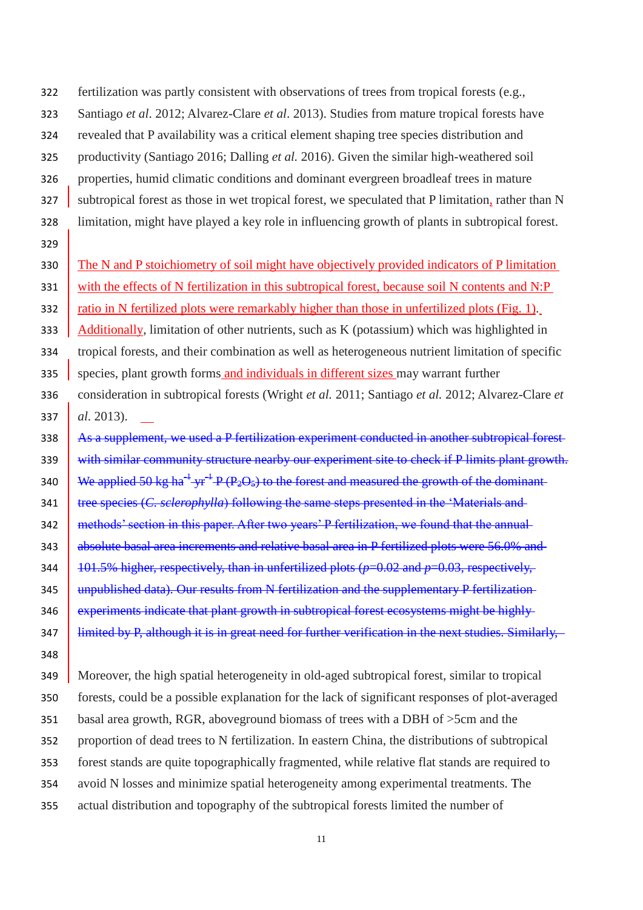fertilization was partly consistent with observations of trees from tropical forests (e.g., Santiago *et al*. 2012; Alvarez-Clare *et al*. 2013). Studies from mature tropical forests have revealed that P availability was a critical element shaping tree species distribution and productivity (Santiago 2016; Dalling *et al.* 2016). Given the similar high-weathered soil properties, humid climatic conditions and dominant evergreen broadleaf trees in mature subtropical forest as those in wet tropical forest, we speculated that P limitation, rather than N limitation, might have played a key role in influencing growth of plants in subtropical forest.

The N and P stoichiometry of soil might have objectively provided indicators of P limitation with the effects of N fertilization in this subtropical forest, because soil N contents and N:P ratio in N fertilized plots were remarkably higher than those in unfertilized plots (Fig. 1). Additionally, limitation of other nutrients, such as K (potassium) which was highlighted in tropical forests, and their combination as well as heterogeneous nutrient limitation of specific species, plant growth forms and individuals in different sizes may warrant further consideration in subtropical forests (Wright *et al.* 2011; Santiago *et al.* 2012; Alvarez-Clare *et al.* 2013).

~~As a supplement, we used a P fertilization experiment conducted in another subtropical forest with similar community structure nearby our experiment site to check if P limits plant growth. We applied 50 kg ha$^{-1}$ yr$^{-1}$ P ($P_2O_5$) to the forest and measured the growth of the dominant tree species (*C. sclerophylla*) following the same steps presented in the 'Materials and methods' section in this paper. After two years' P fertilization, we found that the annual absolute basal area increments and relative basal area in P fertilized plots were 56.0% and 101.5% higher, respectively, than in unfertilized plots ($p$=0.02 and $p$=0.03, respectively, unpublished data). Our results from N fertilization and the supplementary P fertilization experiments indicate that plant growth in subtropical forest ecosystems might be highly limited by P, although it is in great need for further verification in the next studies. Similarly,~~

Moreover, the high spatial heterogeneity in old-aged subtropical forest, similar to tropical forests, could be a possible explanation for the lack of significant responses of plot-averaged basal area growth, RGR, aboveground biomass of trees with a DBH of >5cm and the proportion of dead trees to N fertilization. In eastern China, the distributions of subtropical forest stands are quite topographically fragmented, while relative flat stands are required to avoid N losses and minimize spatial heterogeneity among experimental treatments. The actual distribution and topography of the subtropical forests limited the number of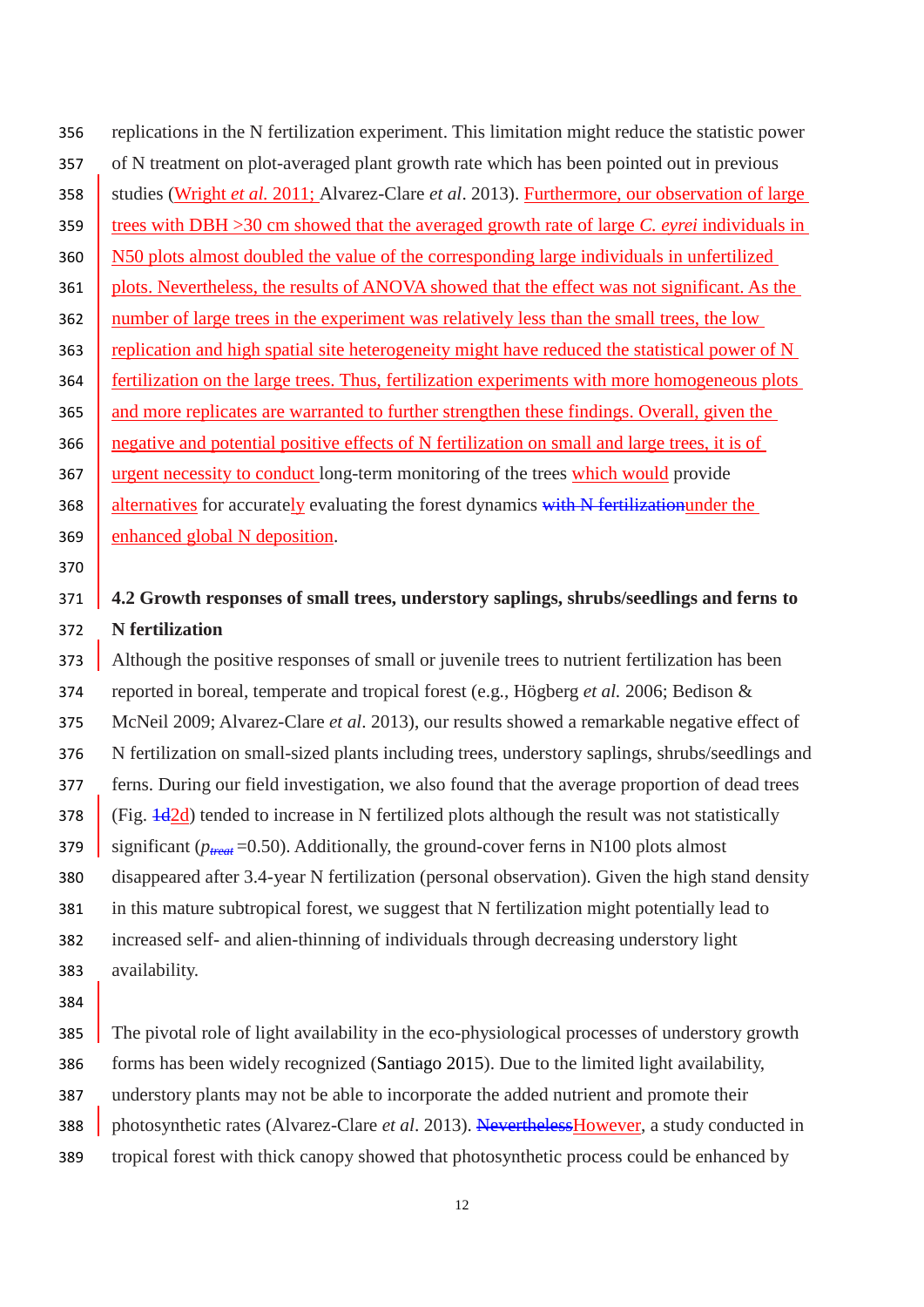replications in the N fertilization experiment. This limitation might reduce the statistic power of N treatment on plot-averaged plant growth rate which has been pointed out in previous studies (Wright *et al.* 2011; Alvarez-Clare *et al*. 2013). Furthermore, our observation of large trees with DBH >30 cm showed that the averaged growth rate of large *C. eyrei* individuals in N50 plots almost doubled the value of the corresponding large individuals in unfertilized plots. Nevertheless, the results of ANOVA showed that the effect was not significant. As the number of large trees in the experiment was relatively less than the small trees, the low replication and high spatial site heterogeneity might have reduced the statistical power of N fertilization on the large trees. Thus, fertilization experiments with more homogeneous plots and more replicates are warranted to further strengthen these findings. Overall, given the negative and potential positive effects of N fertilization on small and large trees, it is of urgent necessity to conduct long-term monitoring of the trees which would provide alternatives for accurately evaluating the forest dynamics ~~with N fertilization~~under the enhanced global N deposition.

## 4.2 Growth responses of small trees, understory saplings, shrubs/seedlings and ferns to N fertilization

Although the positive responses of small or juvenile trees to nutrient fertilization has been reported in boreal, temperate and tropical forest (e.g., Högberg *et al.* 2006; Bedison & McNeil 2009; Alvarez-Clare *et al*. 2013), our results showed a remarkable negative effect of N fertilization on small-sized plants including trees, understory saplings, shrubs/seedlings and ferns. During our field investigation, we also found that the average proportion of dead trees (Fig. ~~1d~~2d) tended to increase in N fertilized plots although the result was not statistically significant ($p_{treat}$ =0.50). Additionally, the ground-cover ferns in N100 plots almost disappeared after 3.4-year N fertilization (personal observation). Given the high stand density in this mature subtropical forest, we suggest that N fertilization might potentially lead to increased self- and alien-thinning of individuals through decreasing understory light availability.

The pivotal role of light availability in the eco-physiological processes of understory growth forms has been widely recognized (Santiago 2015). Due to the limited light availability, understory plants may not be able to incorporate the added nutrient and promote their photosynthetic rates (Alvarez-Clare *et al*. 2013). ~~Nevertheless~~However, a study conducted in tropical forest with thick canopy showed that photosynthetic process could be enhanced by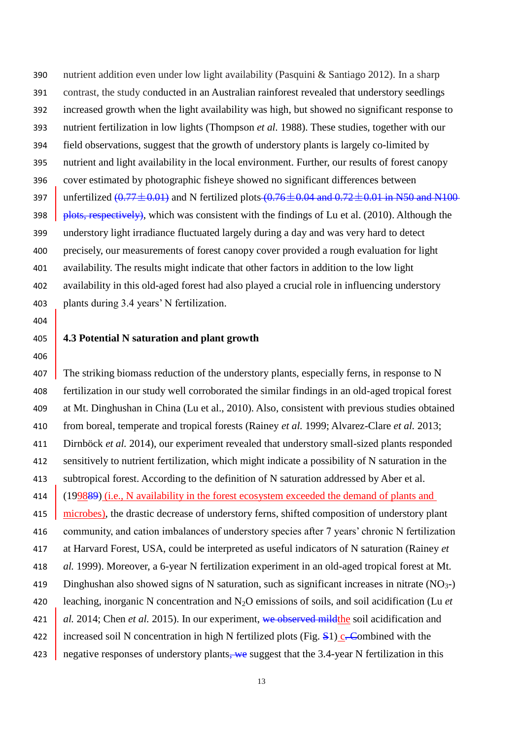nutrient addition even under low light availability (Pasquini & Santiago 2012). In a sharp contrast, the study conducted in an Australian rainforest revealed that understory seedlings increased growth when the light availability was high, but showed no significant response to nutrient fertilization in low lights (Thompson *et al.* 1988). These studies, together with our field observations, suggest that the growth of understory plants is largely co-limited by nutrient and light availability in the local environment. Further, our results of forest canopy cover estimated by photographic fisheye showed no significant differences between unfertilized ~~(0.77±0.01)~~ and N fertilized plots ~~(0.76±0.04 and 0.72±0.01 in N50 and N100 plots, respectively)~~, which was consistent with the findings of Lu et al. (2010). Although the understory light irradiance fluctuated largely during a day and was very hard to detect precisely, our measurements of forest canopy cover provided a rough evaluation for light availability. The results might indicate that other factors in addition to the low light availability in this old-aged forest had also played a crucial role in influencing understory plants during 3.4 years' N fertilization.

### 4.3 Potential N saturation and plant growth

The striking biomass reduction of the understory plants, especially ferns, in response to N fertilization in our study well corroborated the similar findings in an old-aged tropical forest at Mt. Dinghushan in China (Lu et al., 2010). Also, consistent with previous studies obtained from boreal, temperate and tropical forests (Rainey *et al.* 1999; Alvarez-Clare *et al.* 2013; Dirnböck *et al.* 2014), our experiment revealed that understory small-sized plants responded sensitively to nutrient fertilization, which might indicate a possibility of N saturation in the subtropical forest. According to the definition of N saturation addressed by Aber et al. (1998~~89~~) (i.e., N availability in the forest ecosystem exceeded the demand of plants and microbes), the drastic decrease of understory ferns, shifted composition of understory plant community, and cation imbalances of understory species after 7 years' chronic N fertilization at Harvard Forest, USA, could be interpreted as useful indicators of N saturation (Rainey *et al.* 1999). Moreover, a 6-year N fertilization experiment in an old-aged tropical forest at Mt. Dinghushan also showed signs of N saturation, such as significant increases in nitrate ($NO_3^-$) leaching, inorganic N concentration and $N_2O$ emissions of soils, and soil acidification (Lu *et al.* 2014; Chen *et al.* 2015). In our experiment, ~~we observed mild~~the soil acidification and increased soil N concentration in high N fertilized plots (Fig. ~~S~~1) c~~. C~~ombined with the negative responses of understory plants~~, we~~ suggest that the 3.4-year N fertilization in this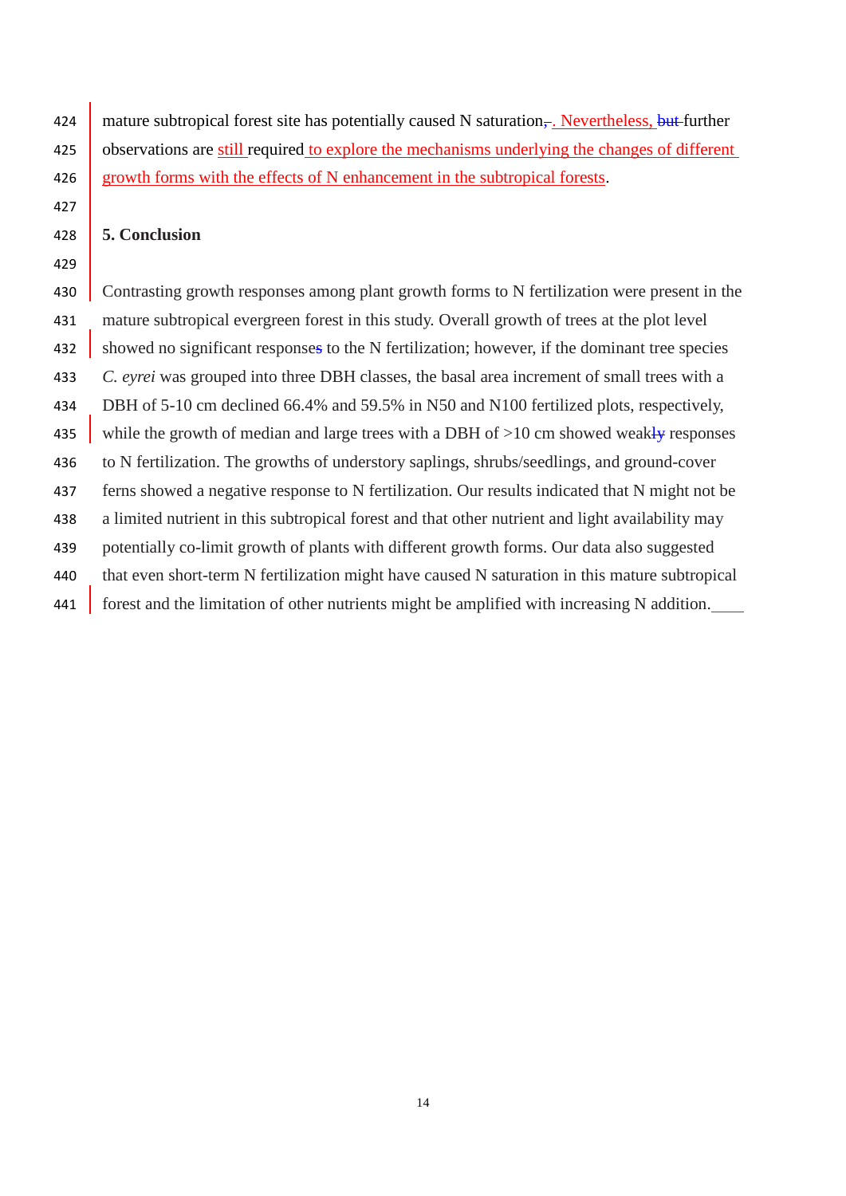mature subtropical forest site has potentially caused N saturation. Nevertheless, further observations are still required to explore the mechanisms underlying the changes of different growth forms with the effects of N enhancement in the subtropical forests.

## 5. Conclusion

Contrasting growth responses among plant growth forms to N fertilization were present in the mature subtropical evergreen forest in this study. Overall growth of trees at the plot level showed no significant response to the N fertilization; however, if the dominant tree species *C. eyrei* was grouped into three DBH classes, the basal area increment of small trees with a DBH of 5-10 cm declined 66.4% and 59.5% in N50 and N100 fertilized plots, respectively, while the growth of median and large trees with a DBH of >10 cm showed weak responses to N fertilization. The growths of understory saplings, shrubs/seedlings, and ground-cover ferns showed a negative response to N fertilization. Our results indicated that N might not be a limited nutrient in this subtropical forest and that other nutrient and light availability may potentially co-limit growth of plants with different growth forms. Our data also suggested that even short-term N fertilization might have caused N saturation in this mature subtropical forest and the limitation of other nutrients might be amplified with increasing N addition.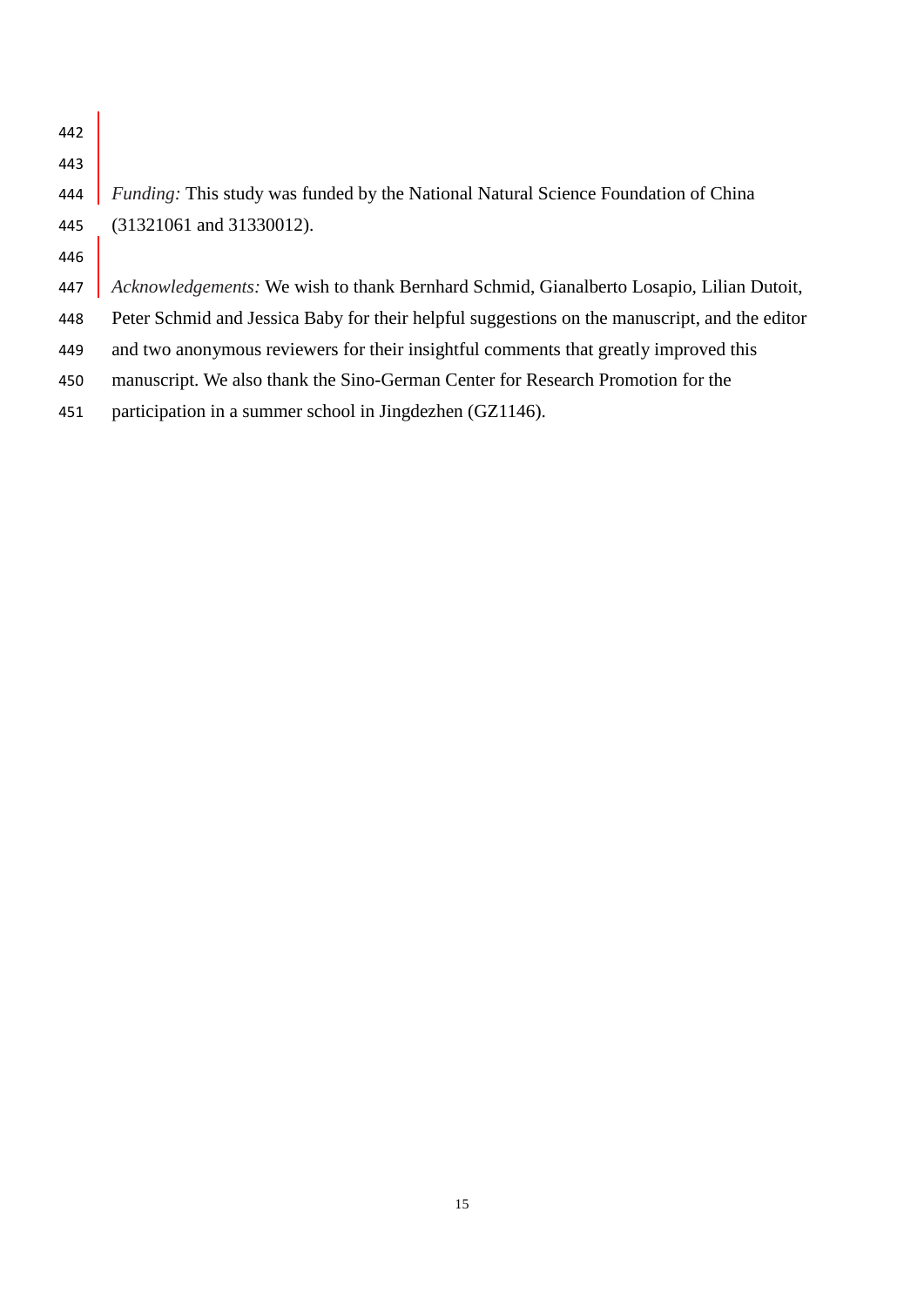*Funding:* This study was funded by the National Natural Science Foundation of China (31321061 and 31330012).

*Acknowledgements:* We wish to thank Bernhard Schmid, Gianalberto Losapio, Lilian Dutoit, Peter Schmid and Jessica Baby for their helpful suggestions on the manuscript, and the editor and two anonymous reviewers for their insightful comments that greatly improved this manuscript. We also thank the Sino-German Center for Research Promotion for the participation in a summer school in Jingdezhen (GZ1146).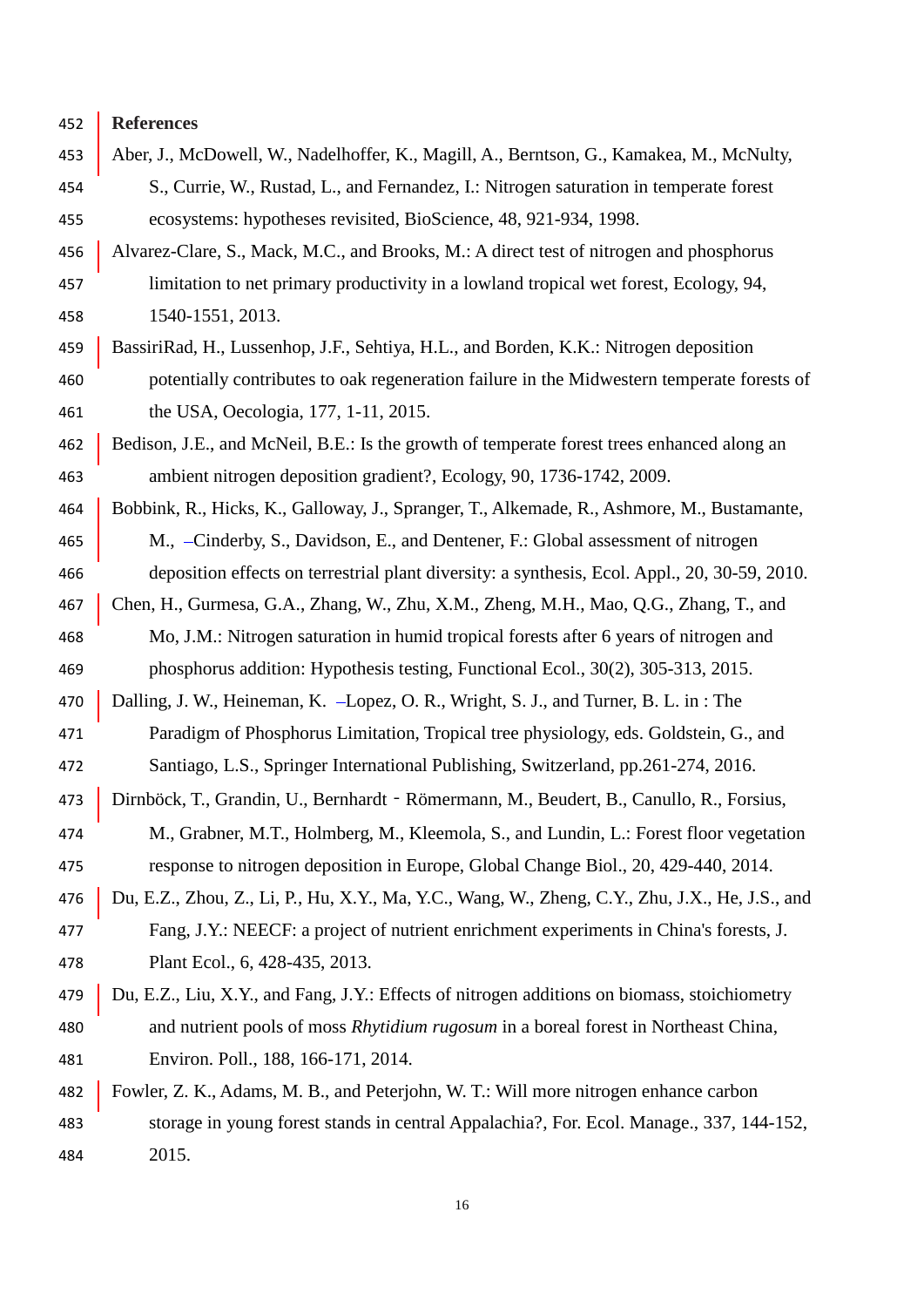## References

Aber, J., McDowell, W., Nadelhoffer, K., Magill, A., Berntson, G., Kamakea, M., McNulty, S., Currie, W., Rustad, L., and Fernandez, I.: Nitrogen saturation in temperate forest ecosystems: hypotheses revisited, BioScience, 48, 921-934, 1998.

Alvarez-Clare, S., Mack, M.C., and Brooks, M.: A direct test of nitrogen and phosphorus limitation to net primary productivity in a lowland tropical wet forest, Ecology, 94, 1540-1551, 2013.

BassiriRad, H., Lussenhop, J.F., Sehtiya, H.L., and Borden, K.K.: Nitrogen deposition potentially contributes to oak regeneration failure in the Midwestern temperate forests of the USA, Oecologia, 177, 1-11, 2015.

Bedison, J.E., and McNeil, B.E.: Is the growth of temperate forest trees enhanced along an ambient nitrogen deposition gradient?, Ecology, 90, 1736-1742, 2009.

Bobbink, R., Hicks, K., Galloway, J., Spranger, T., Alkemade, R., Ashmore, M., Bustamante, M., Cinderby, S., Davidson, E., and Dentener, F.: Global assessment of nitrogen deposition effects on terrestrial plant diversity: a synthesis, Ecol. Appl., 20, 30-59, 2010.

Chen, H., Gurmesa, G.A., Zhang, W., Zhu, X.M., Zheng, M.H., Mao, Q.G., Zhang, T., and Mo, J.M.: Nitrogen saturation in humid tropical forests after 6 years of nitrogen and phosphorus addition: Hypothesis testing, Functional Ecol., 30(2), 305-313, 2015.

Dalling, J. W., Heineman, K. Lopez, O. R., Wright, S. J., and Turner, B. L. in : The Paradigm of Phosphorus Limitation, Tropical tree physiology, eds. Goldstein, G., and Santiago, L.S., Springer International Publishing, Switzerland, pp.261-274, 2016.

Dirnböck, T., Grandin, U., Bernhardt‐Römermann, M., Beudert, B., Canullo, R., Forsius, M., Grabner, M.T., Holmberg, M., Kleemola, S., and Lundin, L.: Forest floor vegetation response to nitrogen deposition in Europe, Global Change Biol., 20, 429-440, 2014.

Du, E.Z., Zhou, Z., Li, P., Hu, X.Y., Ma, Y.C., Wang, W., Zheng, C.Y., Zhu, J.X., He, J.S., and Fang, J.Y.: NEECF: a project of nutrient enrichment experiments in China's forests, J. Plant Ecol., 6, 428-435, 2013.

Du, E.Z., Liu, X.Y., and Fang, J.Y.: Effects of nitrogen additions on biomass, stoichiometry and nutrient pools of moss *Rhytidium rugosum* in a boreal forest in Northeast China, Environ. Poll., 188, 166-171, 2014.

Fowler, Z. K., Adams, M. B., and Peterjohn, W. T.: Will more nitrogen enhance carbon storage in young forest stands in central Appalachia?, For. Ecol. Manage., 337, 144-152, 2015.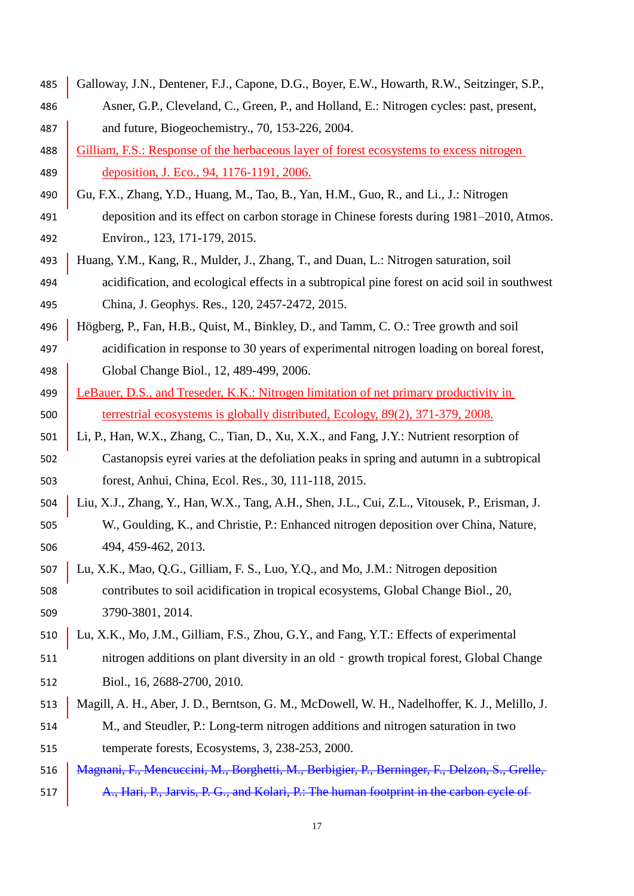Galloway, J.N., Dentener, F.J., Capone, D.G., Boyer, E.W., Howarth, R.W., Seitzinger, S.P., Asner, G.P., Cleveland, C., Green, P., and Holland, E.: Nitrogen cycles: past, present, and future, Biogeochemistry., 70, 153-226, 2004.

Gilliam, F.S.: Response of the herbaceous layer of forest ecosystems to excess nitrogen deposition, J. Eco., 94, 1176-1191, 2006.

Gu, F.X., Zhang, Y.D., Huang, M., Tao, B., Yan, H.M., Guo, R., and Li., J.: Nitrogen deposition and its effect on carbon storage in Chinese forests during 1981–2010, Atmos. Environ., 123, 171-179, 2015.

Huang, Y.M., Kang, R., Mulder, J., Zhang, T., and Duan, L.: Nitrogen saturation, soil acidification, and ecological effects in a subtropical pine forest on acid soil in southwest China, J. Geophys. Res., 120, 2457-2472, 2015.

Högberg, P., Fan, H.B., Quist, M., Binkley, D., and Tamm, C. O.: Tree growth and soil acidification in response to 30 years of experimental nitrogen loading on boreal forest, Global Change Biol., 12, 489-499, 2006.

LeBauer, D.S., and Treseder, K.K.: Nitrogen limitation of net primary productivity in terrestrial ecosystems is globally distributed, Ecology, 89(2), 371-379, 2008.

Li, P., Han, W.X., Zhang, C., Tian, D., Xu, X.X., and Fang, J.Y.: Nutrient resorption of Castanopsis eyrei varies at the defoliation peaks in spring and autumn in a subtropical forest, Anhui, China, Ecol. Res., 30, 111-118, 2015.

Liu, X.J., Zhang, Y., Han, W.X., Tang, A.H., Shen, J.L., Cui, Z.L., Vitousek, P., Erisman, J. W., Goulding, K., and Christie, P.: Enhanced nitrogen deposition over China, Nature, 494, 459-462, 2013.

Lu, X.K., Mao, Q.G., Gilliam, F. S., Luo, Y.Q., and Mo, J.M.: Nitrogen deposition contributes to soil acidification in tropical ecosystems, Global Change Biol., 20, 3790-3801, 2014.

Lu, X.K., Mo, J.M., Gilliam, F.S., Zhou, G.Y., and Fang, Y.T.: Effects of experimental nitrogen additions on plant diversity in an old - growth tropical forest, Global Change Biol., 16, 2688-2700, 2010.

Magill, A. H., Aber, J. D., Berntson, G. M., McDowell, W. H., Nadelhoffer, K. J., Melillo, J. M., and Steudler, P.: Long-term nitrogen additions and nitrogen saturation in two temperate forests, Ecosystems, 3, 238-253, 2000.

~~Magnani, F., Mencuccini, M., Borghetti, M., Berbigier, P., Berninger, F., Delzon, S., Grelle, A., Hari, P., Jarvis, P. G., and Kolari, P.: The human footprint in the carbon cycle of~~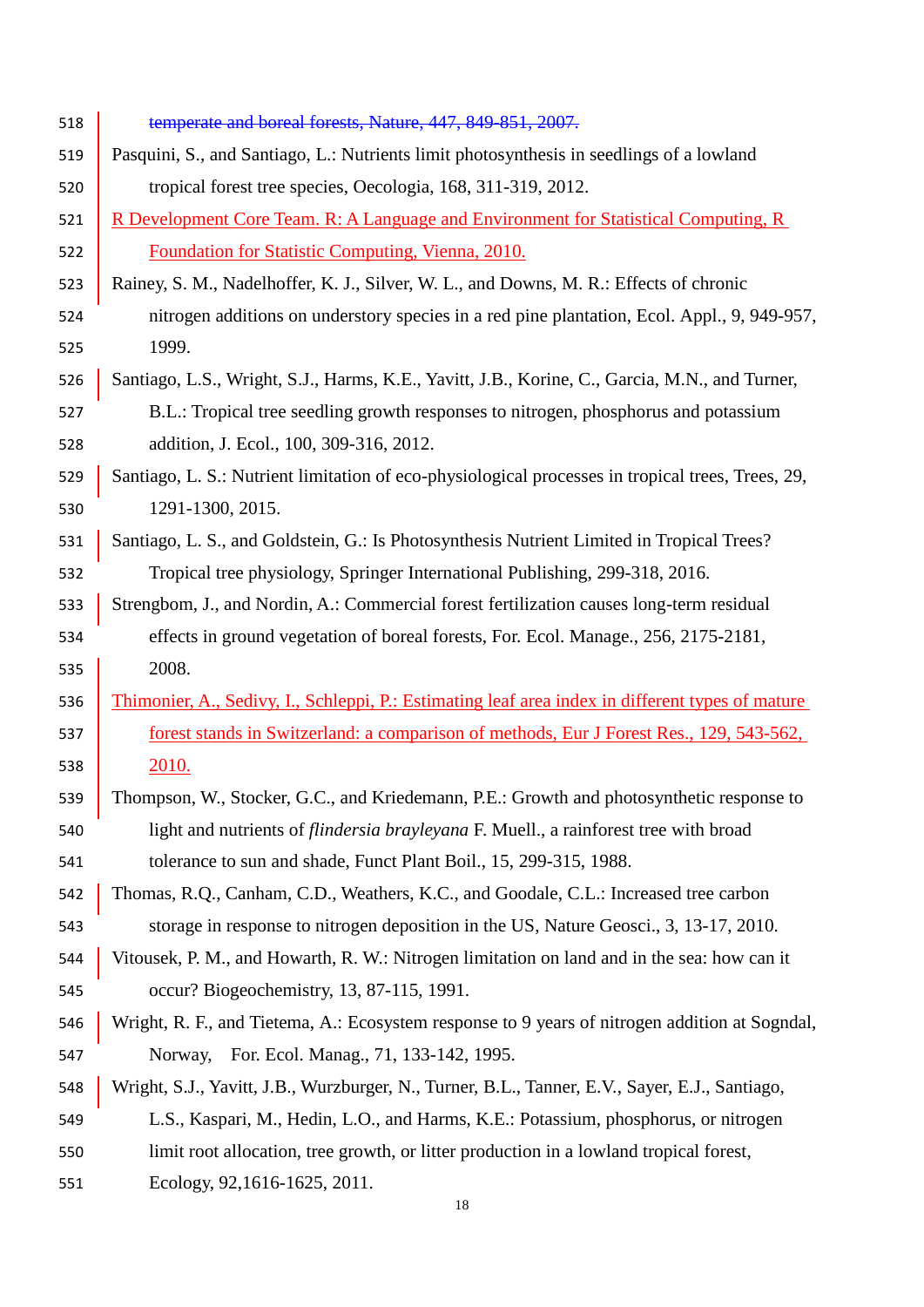~~temperate and boreal forests, Nature, 447, 849-851, 2007.~~

Pasquini, S., and Santiago, L.: Nutrients limit photosynthesis in seedlings of a lowland tropical forest tree species, Oecologia, 168, 311-319, 2012.

R Development Core Team. R: A Language and Environment for Statistical Computing, R Foundation for Statistic Computing, Vienna, 2010.

Rainey, S. M., Nadelhoffer, K. J., Silver, W. L., and Downs, M. R.: Effects of chronic nitrogen additions on understory species in a red pine plantation, Ecol. Appl., 9, 949-957, 1999.

Santiago, L.S., Wright, S.J., Harms, K.E., Yavitt, J.B., Korine, C., Garcia, M.N., and Turner, B.L.: Tropical tree seedling growth responses to nitrogen, phosphorus and potassium addition, J. Ecol., 100, 309-316, 2012.

Santiago, L. S.: Nutrient limitation of eco-physiological processes in tropical trees, Trees, 29, 1291-1300, 2015.

Santiago, L. S., and Goldstein, G.: Is Photosynthesis Nutrient Limited in Tropical Trees? Tropical tree physiology, Springer International Publishing, 299-318, 2016.

Strengbom, J., and Nordin, A.: Commercial forest fertilization causes long-term residual effects in ground vegetation of boreal forests, For. Ecol. Manage., 256, 2175-2181, 2008.

Thimonier, A., Sedivy, I., Schleppi, P.: Estimating leaf area index in different types of mature forest stands in Switzerland: a comparison of methods, Eur J Forest Res., 129, 543-562, 2010.

Thompson, W., Stocker, G.C., and Kriedemann, P.E.: Growth and photosynthetic response to light and nutrients of *flindersia brayleyana* F. Muell., a rainforest tree with broad tolerance to sun and shade, Funct Plant Boil., 15, 299-315, 1988.

Thomas, R.Q., Canham, C.D., Weathers, K.C., and Goodale, C.L.: Increased tree carbon storage in response to nitrogen deposition in the US, Nature Geosci., 3, 13-17, 2010.

Vitousek, P. M., and Howarth, R. W.: Nitrogen limitation on land and in the sea: how can it occur? Biogeochemistry, 13, 87-115, 1991.

Wright, R. F., and Tietema, A.: Ecosystem response to 9 years of nitrogen addition at Sogndal, Norway, For. Ecol. Manag., 71, 133-142, 1995.

Wright, S.J., Yavitt, J.B., Wurzburger, N., Turner, B.L., Tanner, E.V., Sayer, E.J., Santiago, L.S., Kaspari, M., Hedin, L.O., and Harms, K.E.: Potassium, phosphorus, or nitrogen limit root allocation, tree growth, or litter production in a lowland tropical forest, Ecology, 92,1616-1625, 2011.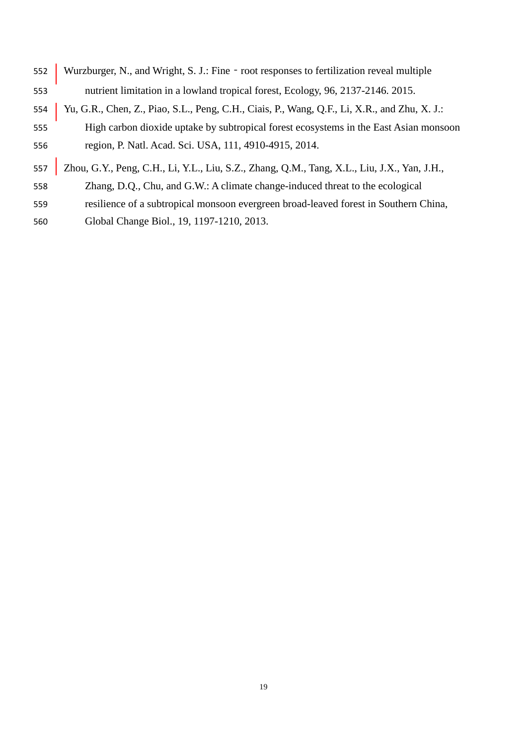Wurzburger, N., and Wright, S. J.: Fine‐root responses to fertilization reveal multiple nutrient limitation in a lowland tropical forest, Ecology, 96, 2137-2146. 2015.

Yu, G.R., Chen, Z., Piao, S.L., Peng, C.H., Ciais, P., Wang, Q.F., Li, X.R., and Zhu, X. J.: High carbon dioxide uptake by subtropical forest ecosystems in the East Asian monsoon region, P. Natl. Acad. Sci. USA, 111, 4910-4915, 2014.

Zhou, G.Y., Peng, C.H., Li, Y.L., Liu, S.Z., Zhang, Q.M., Tang, X.L., Liu, J.X., Yan, J.H., Zhang, D.Q., Chu, and G.W.: A climate change-induced threat to the ecological resilience of a subtropical monsoon evergreen broad-leaved forest in Southern China, Global Change Biol., 19, 1197-1210, 2013.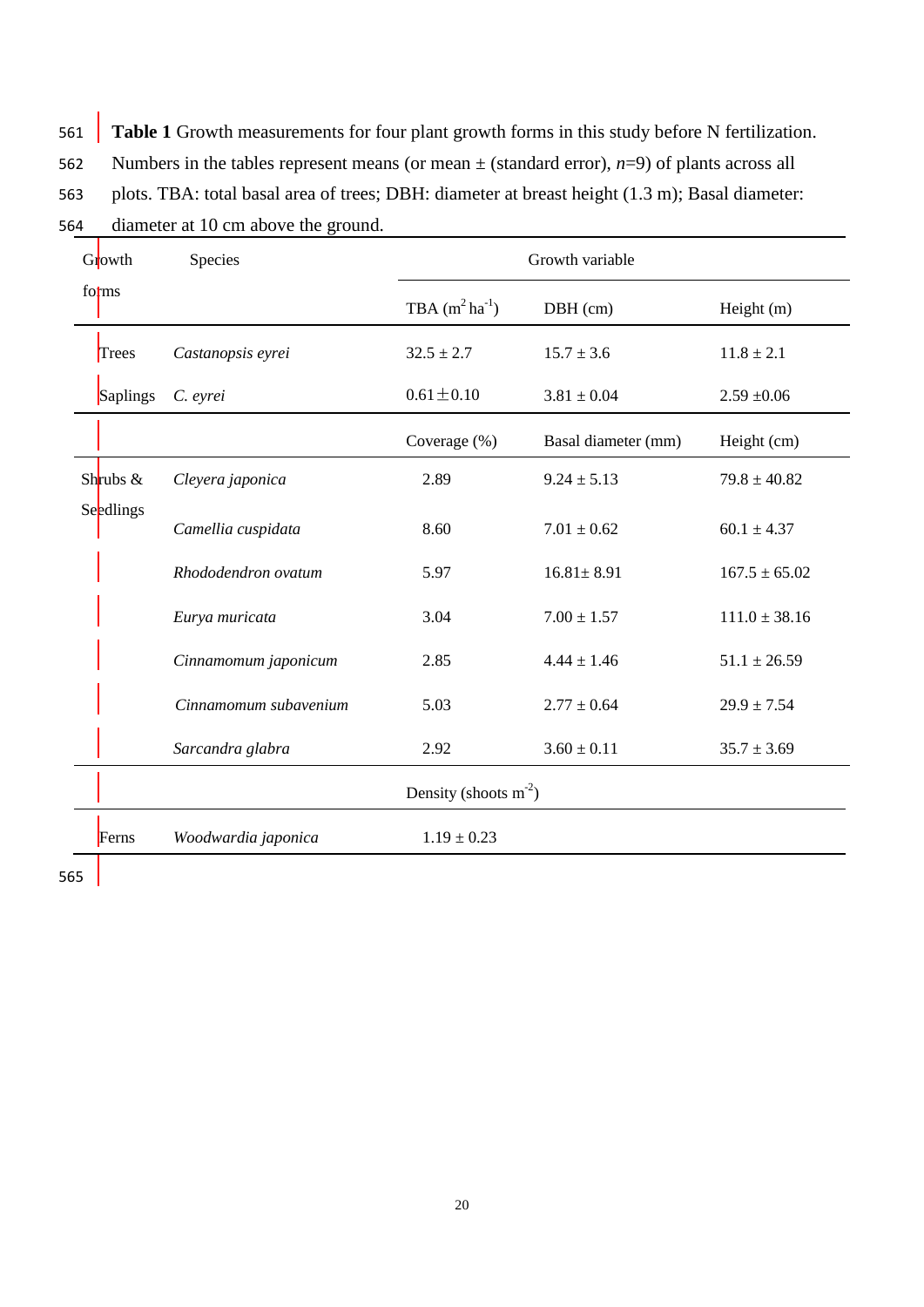**Table 1** Growth measurements for four plant growth forms in this study before N fertilization. Numbers in the tables represent means (or mean ± (standard error), *n*=9) of plants across all plots. TBA: total basal area of trees; DBH: diameter at breast height (1.3 m); Basal diameter: diameter at 10 cm above the ground.

| Growth forms | Species | Growth variable | | |
|---|---|---|---|---|
| | | TBA ($m^2$ $ha^{-1}$) | DBH (cm) | Height (m) |
| Trees | *Castanopsis eyrei* | 32.5 ± 2.7 | 15.7 ± 3.6 | 11.8 ± 2.1 |
| Saplings | *C. eyrei* | 0.61 ± 0.10 | 3.81 ± 0.04 | 2.59 ±0.06 |
| | | Coverage (%) | Basal diameter (mm) | Height (cm) |
| Shrubs & Seedlings | *Cleyera japonica* | 2.89 | 9.24 ± 5.13 | 79.8 ± 40.82 |
| | *Camellia cuspidata* | 8.60 | 7.01 ± 0.62 | 60.1 ± 4.37 |
| | *Rhododendron ovatum* | 5.97 | 16.81± 8.91 | 167.5 ± 65.02 |
| | *Eurya muricata* | 3.04 | 7.00 ± 1.57 | 111.0 ± 38.16 |
| | *Cinnamomum japonicum* | 2.85 | 4.44 ± 1.46 | 51.1 ± 26.59 |
| | *Cinnamomum subavenium* | 5.03 | 2.77 ± 0.64 | 29.9 ± 7.54 |
| | *Sarcandra glabra* | 2.92 | 3.60 ± 0.11 | 35.7 ± 3.69 |
| | | Density (shoots $m^{-2}$) | | |
| Ferns | *Woodwardia japonica* | 1.19 ± 0.23 | | |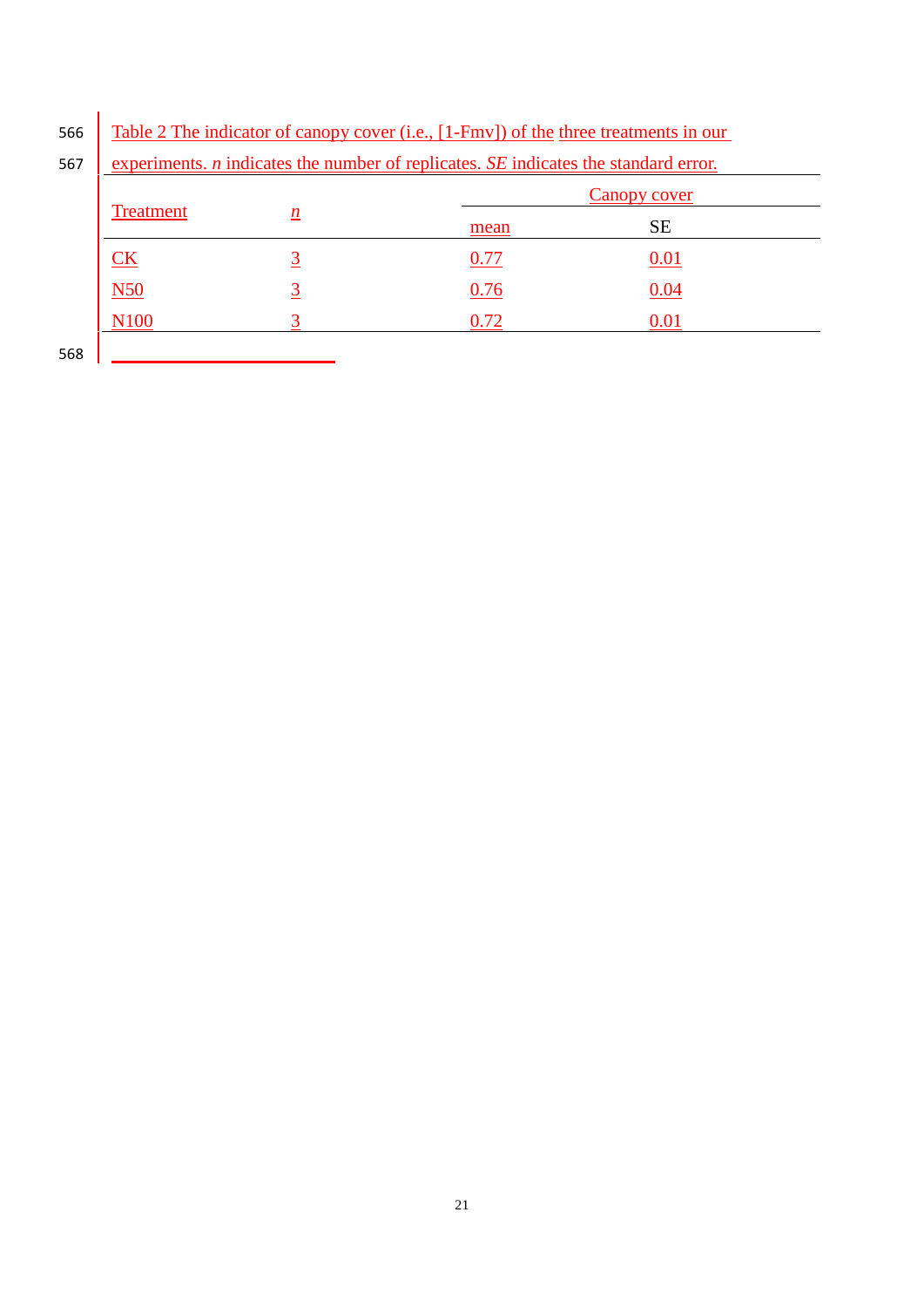Table 2 The indicator of canopy cover (i.e., [1-Fmv]) of the three treatments in our experiments. *n* indicates the number of replicates. *SE* indicates the standard error.

| Treatment | *n* | Canopy cover | |
|---|---|---|---|
| | | mean | SE |
| CK | 3 | 0.77 | 0.01 |
| N50 | 3 | 0.76 | 0.04 |
| N100 | 3 | 0.72 | 0.01 |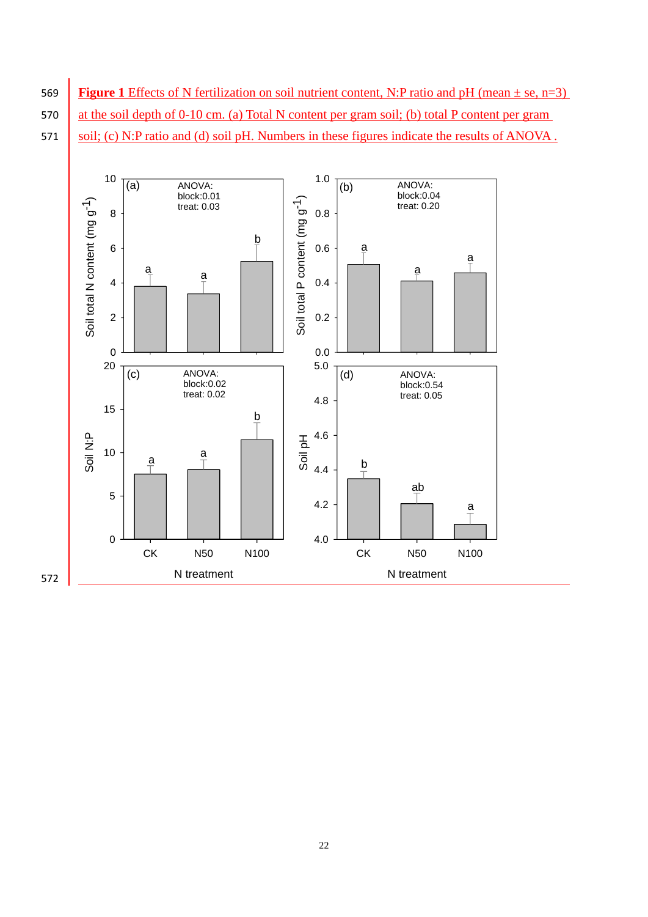**Figure 1** Effects of N fertilization on soil nutrient content, N:P ratio and pH (mean ± se, n=3) at the soil depth of 0-10 cm. (a) Total N content per gram soil; (b) total P content per gram soil; (c) N:P ratio and (d) soil pH. Numbers in these figures indicate the results of ANOVA .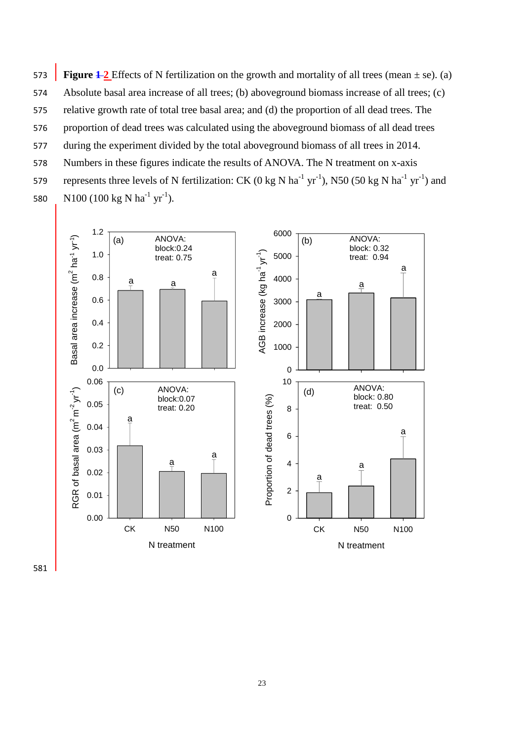**Figure ~~1~~ 2** Effects of N fertilization on the growth and mortality of all trees (mean ± se). (a) Absolute basal area increase of all trees; (b) aboveground biomass increase of all trees; (c) relative growth rate of total tree basal area; and (d) the proportion of all dead trees. The proportion of dead trees was calculated using the aboveground biomass of all dead trees during the experiment divided by the total aboveground biomass of all trees in 2014. Numbers in these figures indicate the results of ANOVA. The N treatment on x-axis represents three levels of N fertilization: CK (0 kg N $ha^{-1}$ $yr^{-1}$), N50 (50 kg N $ha^{-1}$ $yr^{-1}$) and N100 (100 kg N $ha^{-1}$ $yr^{-1}$).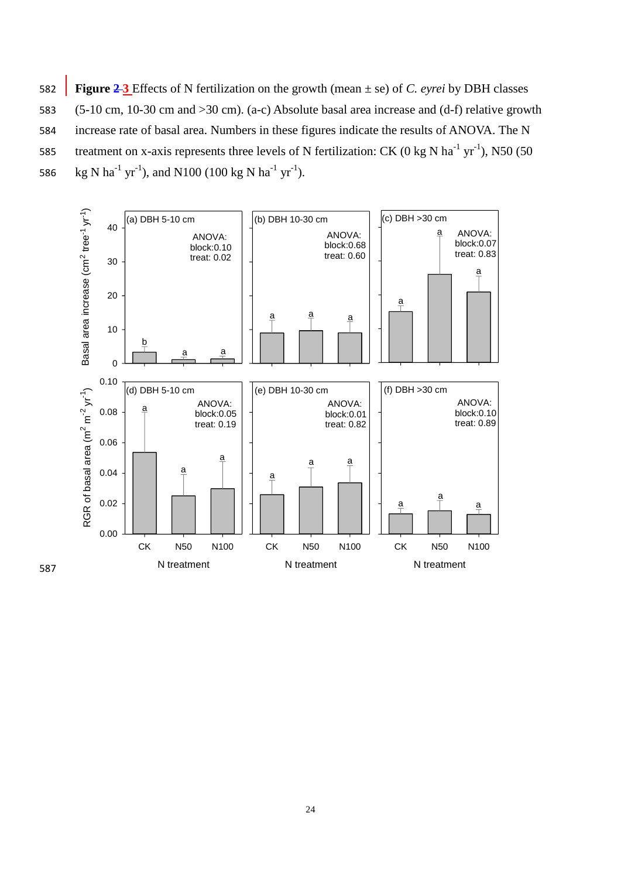**Figure ~~2~~ 3** Effects of N fertilization on the growth (mean ± se) of *C. eyrei* by DBH classes (5-10 cm, 10-30 cm and >30 cm). (a-c) Absolute basal area increase and (d-f) relative growth increase rate of basal area. Numbers in these figures indicate the results of ANOVA. The N treatment on x-axis represents three levels of N fertilization: CK (0 kg N $ha^{-1}$ $yr^{-1}$), N50 (50 kg N $ha^{-1}$ $yr^{-1}$), and N100 (100 kg N $ha^{-1}$ $yr^{-1}$).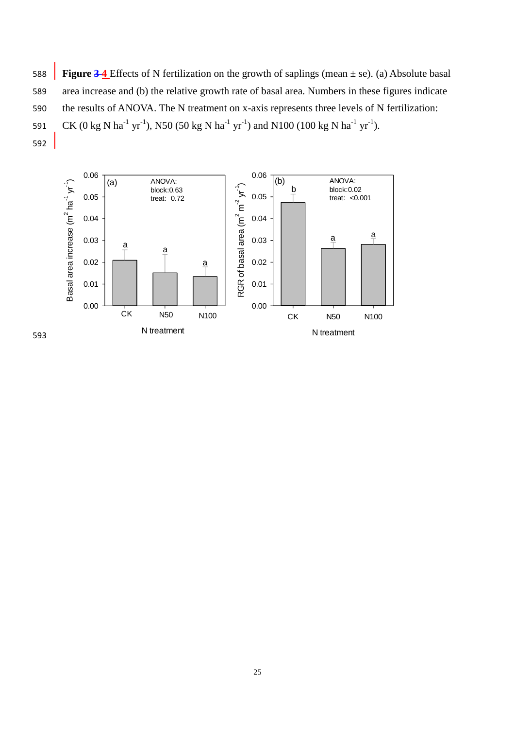**Figure 3 4** Effects of N fertilization on the growth of saplings (mean ± se). (a) Absolute basal area increase and (b) the relative growth rate of basal area. Numbers in these figures indicate the results of ANOVA. The N treatment on x-axis represents three levels of N fertilization: CK (0 kg N $ha^{-1}$ $yr^{-1}$), N50 (50 kg N $ha^{-1}$ $yr^{-1}$) and N100 (100 kg N $ha^{-1}$ $yr^{-1}$).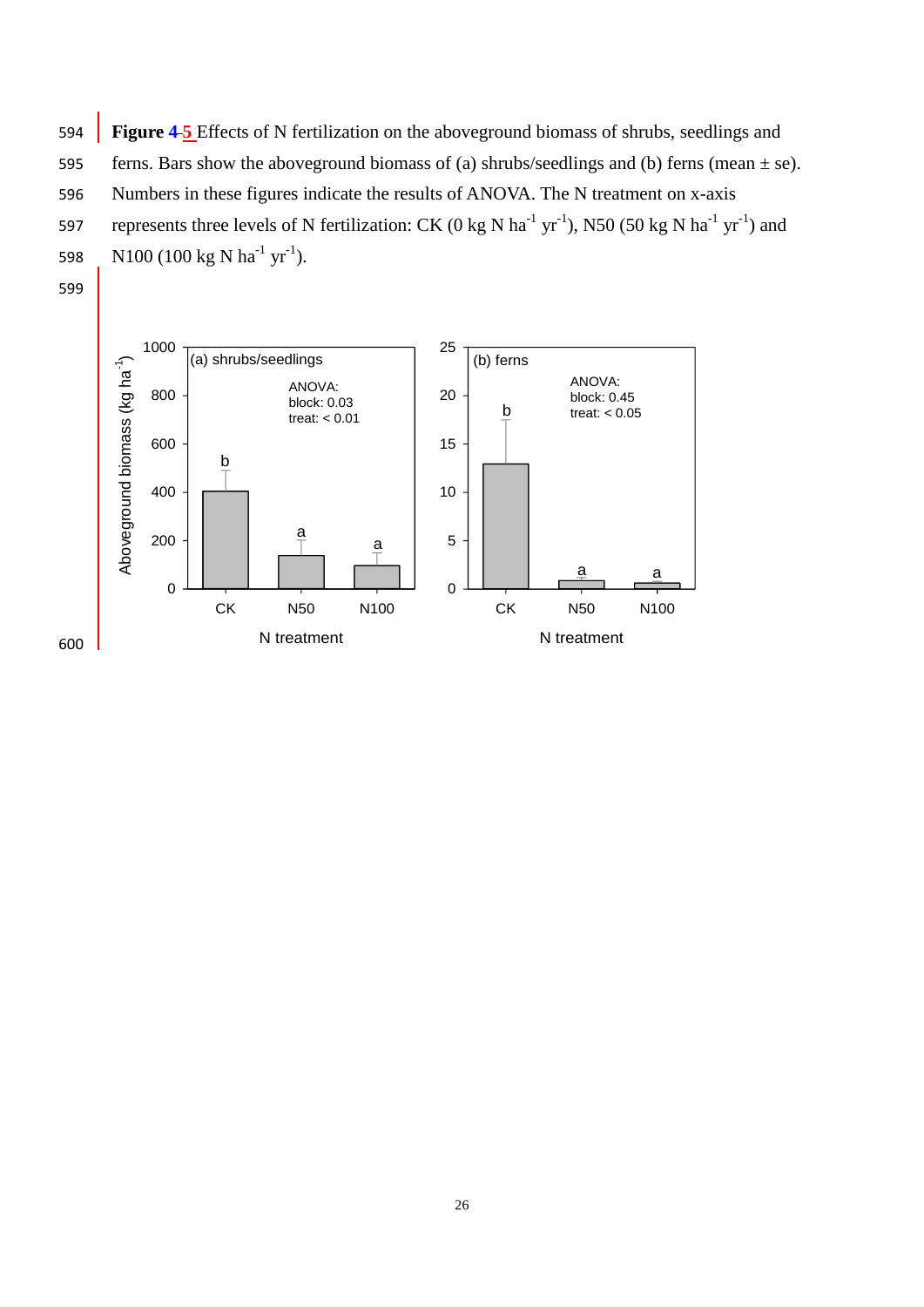**Figure 4 5** Effects of N fertilization on the aboveground biomass of shrubs, seedlings and ferns. Bars show the aboveground biomass of (a) shrubs/seedlings and (b) ferns (mean ± se). Numbers in these figures indicate the results of ANOVA. The N treatment on x-axis represents three levels of N fertilization: CK (0 kg N $ha^{-1}$ $yr^{-1}$), N50 (50 kg N $ha^{-1}$ $yr^{-1}$) and N100 (100 kg N $ha^{-1}$ $yr^{-1}$).

(a) shrubs/seedlings

ANOVA:
block: 0.03
treat: < 0.01

Aboveground biomass (kg $ha^{-1}$)

1000
800
600
400
200
0

b
a
a

CK N50 N100

N treatment

(b) ferns

ANOVA:
block: 0.45
treat: < 0.05

25
20
15
10
5
0

b
a
a

CK N50 N100

N treatment